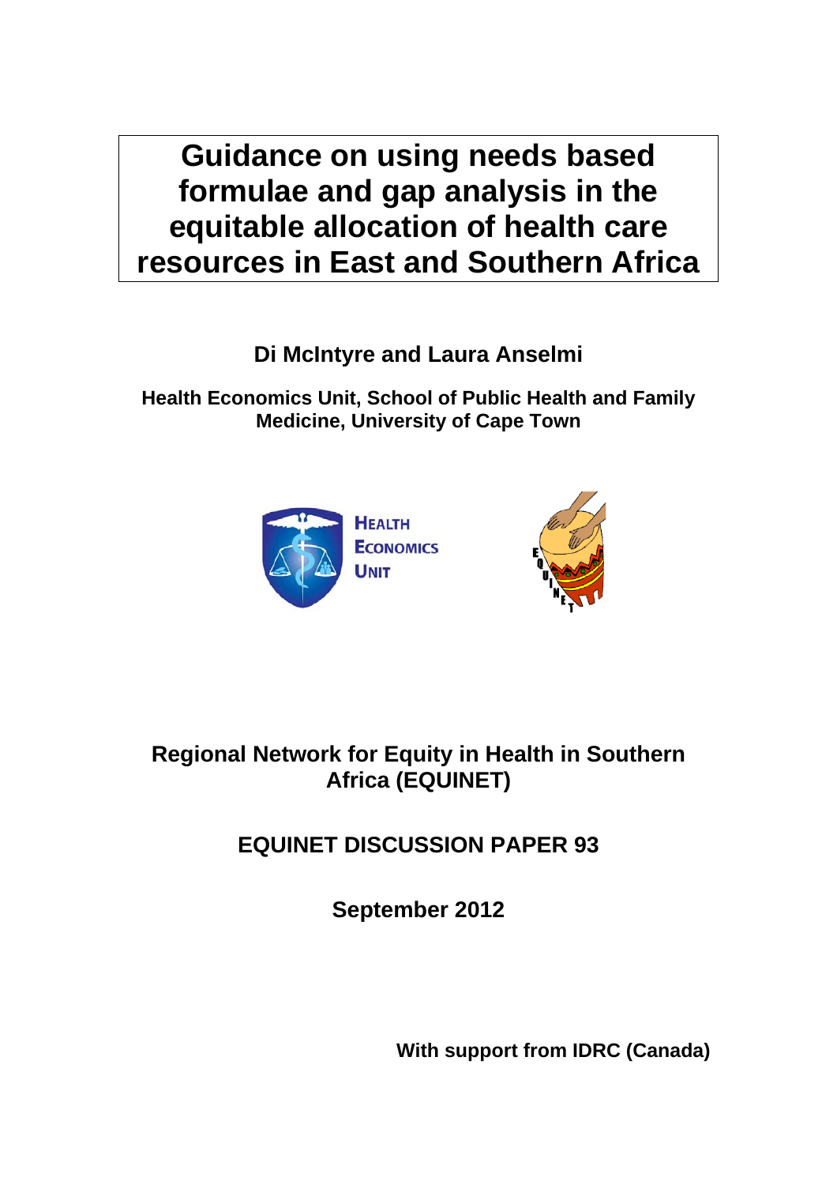# Guidance on using needs based formulae and gap analysis in the equitable allocation of health care resources in East and Southern Africa

**Di McIntyre and Laura Anselmi**

**Health Economics Unit, School of Public Health and Family Medicine, University of Cape Town**

HEALTH ECONOMICS UNIT

EQUINET

**Regional Network for Equity in Health in Southern Africa (EQUINET)**

**EQUINET DISCUSSION PAPER 93**

**September 2012**

**With support from IDRC (Canada)**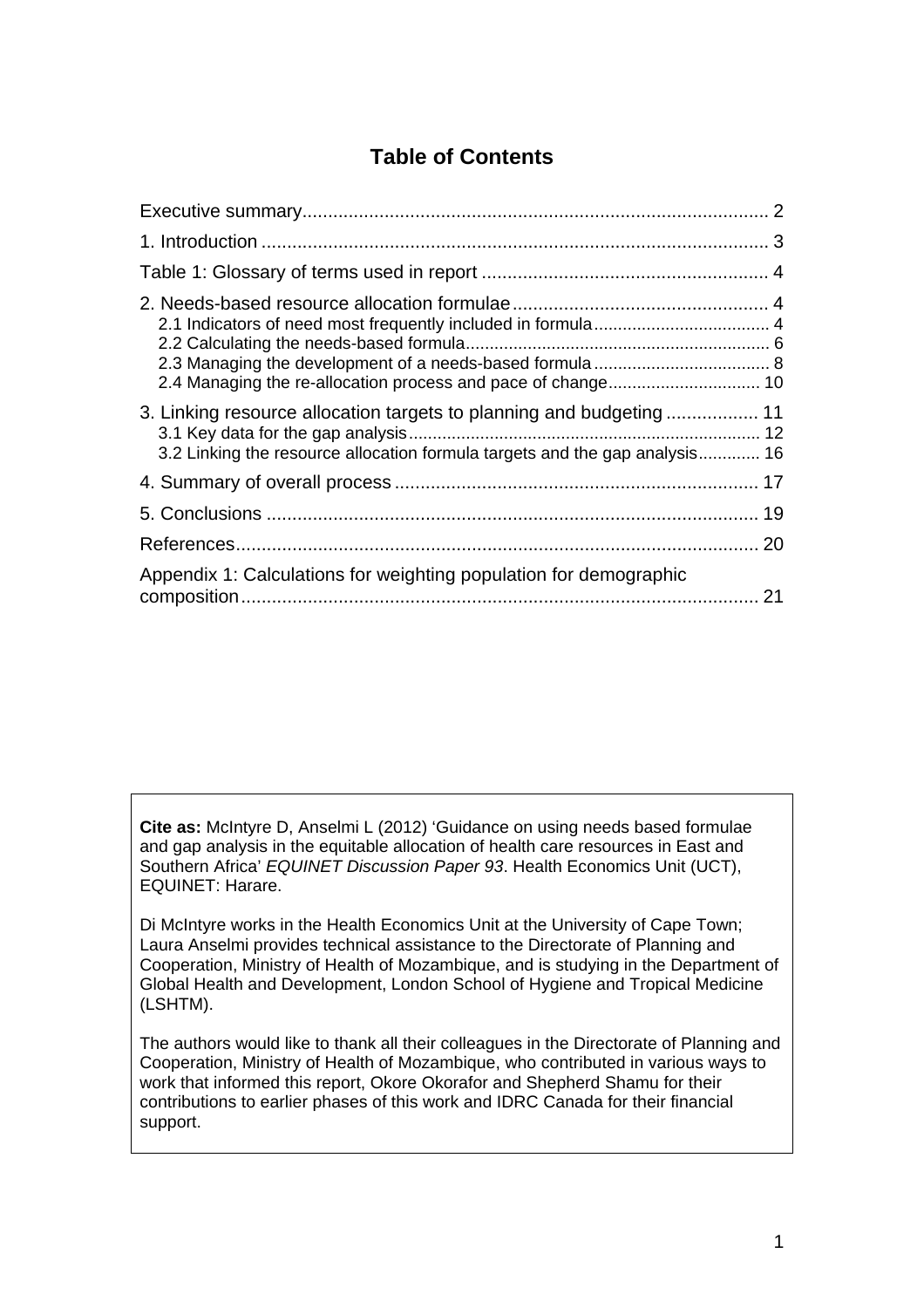## Table of Contents

Executive summary .......................................................................................... 2
1. Introduction .................................................................................................. 3
Table 1: Glossary of terms used in report ........................................................ 4
2. Needs-based resource allocation formulae .................................................. 4
   2.1 Indicators of need most frequently included in formula .............................. 4
   2.2 Calculating the needs-based formula ........................................................ 6
   2.3 Managing the development of a needs-based formula ............................... 8
   2.4 Managing the re-allocation process and pace of change ........................... 10
3. Linking resource allocation targets to planning and budgeting .................. 11
   3.1 Key data for the gap analysis ................................................................... 12
   3.2 Linking the resource allocation formula targets and the gap analysis ........... 16
4. Summary of overall process ....................................................................... 17
5. Conclusions ................................................................................................ 19
References ..................................................................................................... 20
Appendix 1: Calculations for weighting population for demographic composition .................................................................................................... 21

**Cite as:** McIntyre D, Anselmi L (2012) 'Guidance on using needs based formulae and gap analysis in the equitable allocation of health care resources in East and Southern Africa' *EQUINET Discussion Paper 93*. Health Economics Unit (UCT), EQUINET: Harare.

Di McIntyre works in the Health Economics Unit at the University of Cape Town; Laura Anselmi provides technical assistance to the Directorate of Planning and Cooperation, Ministry of Health of Mozambique, and is studying in the Department of Global Health and Development, London School of Hygiene and Tropical Medicine (LSHTM).

The authors would like to thank all their colleagues in the Directorate of Planning and Cooperation, Ministry of Health of Mozambique, who contributed in various ways to work that informed this report, Okore Okorafor and Shepherd Shamu for their contributions to earlier phases of this work and IDRC Canada for their financial support.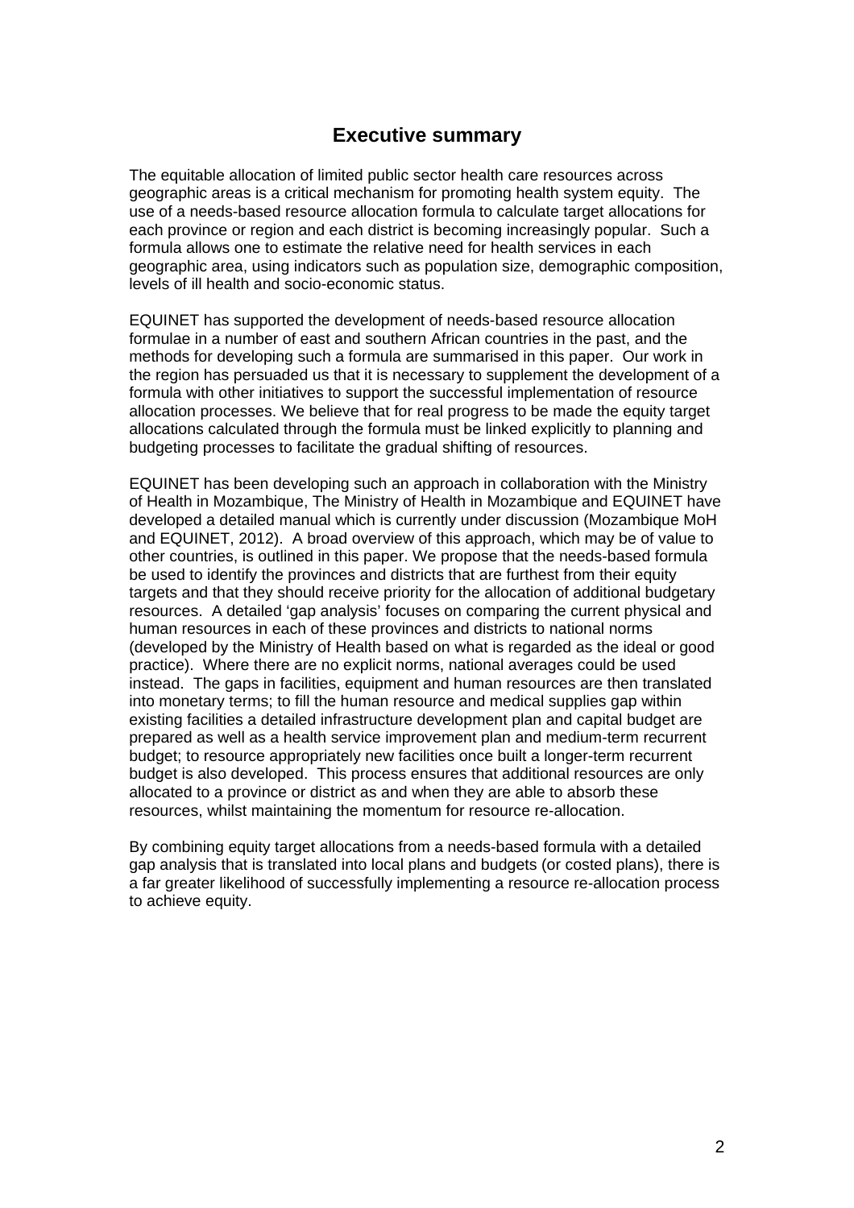# Executive summary

The equitable allocation of limited public sector health care resources across geographic areas is a critical mechanism for promoting health system equity. The use of a needs-based resource allocation formula to calculate target allocations for each province or region and each district is becoming increasingly popular. Such a formula allows one to estimate the relative need for health services in each geographic area, using indicators such as population size, demographic composition, levels of ill health and socio-economic status.

EQUINET has supported the development of needs-based resource allocation formulae in a number of east and southern African countries in the past, and the methods for developing such a formula are summarised in this paper. Our work in the region has persuaded us that it is necessary to supplement the development of a formula with other initiatives to support the successful implementation of resource allocation processes. We believe that for real progress to be made the equity target allocations calculated through the formula must be linked explicitly to planning and budgeting processes to facilitate the gradual shifting of resources.

EQUINET has been developing such an approach in collaboration with the Ministry of Health in Mozambique, The Ministry of Health in Mozambique and EQUINET have developed a detailed manual which is currently under discussion (Mozambique MoH and EQUINET, 2012). A broad overview of this approach, which may be of value to other countries, is outlined in this paper. We propose that the needs-based formula be used to identify the provinces and districts that are furthest from their equity targets and that they should receive priority for the allocation of additional budgetary resources. A detailed 'gap analysis' focuses on comparing the current physical and human resources in each of these provinces and districts to national norms (developed by the Ministry of Health based on what is regarded as the ideal or good practice). Where there are no explicit norms, national averages could be used instead. The gaps in facilities, equipment and human resources are then translated into monetary terms; to fill the human resource and medical supplies gap within existing facilities a detailed infrastructure development plan and capital budget are prepared as well as a health service improvement plan and medium-term recurrent budget; to resource appropriately new facilities once built a longer-term recurrent budget is also developed. This process ensures that additional resources are only allocated to a province or district as and when they are able to absorb these resources, whilst maintaining the momentum for resource re-allocation.

By combining equity target allocations from a needs-based formula with a detailed gap analysis that is translated into local plans and budgets (or costed plans), there is a far greater likelihood of successfully implementing a resource re-allocation process to achieve equity.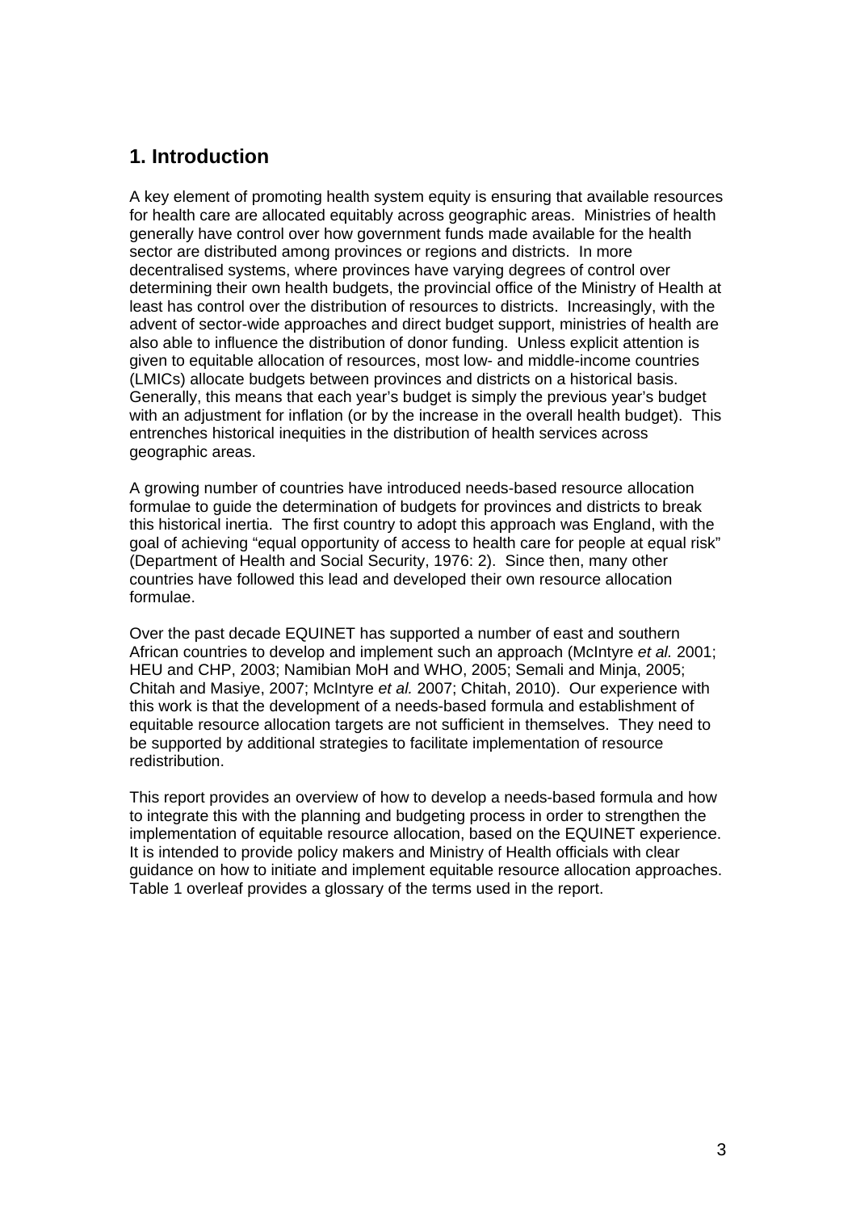## 1. Introduction

A key element of promoting health system equity is ensuring that available resources for health care are allocated equitably across geographic areas. Ministries of health generally have control over how government funds made available for the health sector are distributed among provinces or regions and districts. In more decentralised systems, where provinces have varying degrees of control over determining their own health budgets, the provincial office of the Ministry of Health at least has control over the distribution of resources to districts. Increasingly, with the advent of sector-wide approaches and direct budget support, ministries of health are also able to influence the distribution of donor funding. Unless explicit attention is given to equitable allocation of resources, most low- and middle-income countries (LMICs) allocate budgets between provinces and districts on a historical basis. Generally, this means that each year's budget is simply the previous year's budget with an adjustment for inflation (or by the increase in the overall health budget). This entrenches historical inequities in the distribution of health services across geographic areas.

A growing number of countries have introduced needs-based resource allocation formulae to guide the determination of budgets for provinces and districts to break this historical inertia. The first country to adopt this approach was England, with the goal of achieving "equal opportunity of access to health care for people at equal risk" (Department of Health and Social Security, 1976: 2). Since then, many other countries have followed this lead and developed their own resource allocation formulae.

Over the past decade EQUINET has supported a number of east and southern African countries to develop and implement such an approach (McIntyre *et al.* 2001; HEU and CHP, 2003; Namibian MoH and WHO, 2005; Semali and Minja, 2005; Chitah and Masiye, 2007; McIntyre *et al.* 2007; Chitah, 2010). Our experience with this work is that the development of a needs-based formula and establishment of equitable resource allocation targets are not sufficient in themselves. They need to be supported by additional strategies to facilitate implementation of resource redistribution.

This report provides an overview of how to develop a needs-based formula and how to integrate this with the planning and budgeting process in order to strengthen the implementation of equitable resource allocation, based on the EQUINET experience. It is intended to provide policy makers and Ministry of Health officials with clear guidance on how to initiate and implement equitable resource allocation approaches. Table 1 overleaf provides a glossary of the terms used in the report.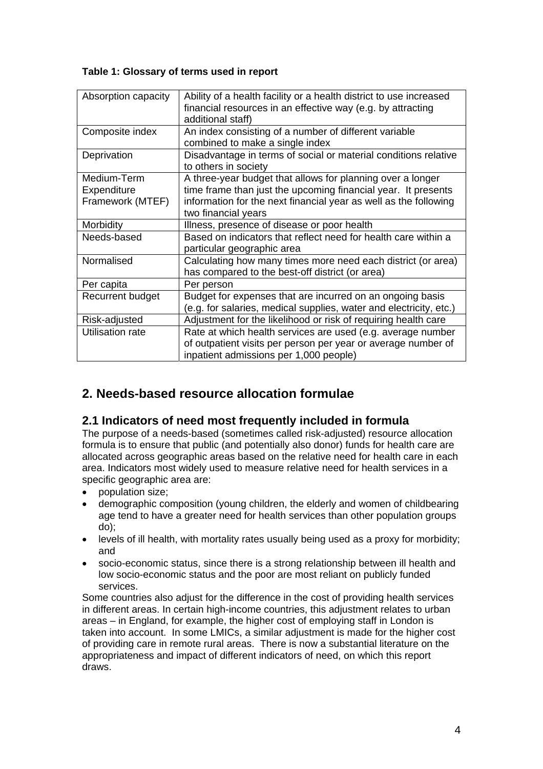**Table 1: Glossary of terms used in report**

| | |
|---|---|
| Absorption capacity | Ability of a health facility or a health district to use increased financial resources in an effective way (e.g. by attracting additional staff) |
| Composite index | An index consisting of a number of different variable combined to make a single index |
| Deprivation | Disadvantage in terms of social or material conditions relative to others in society |
| Medium-Term Expenditure Framework (MTEF) | A three-year budget that allows for planning over a longer time frame than just the upcoming financial year. It presents information for the next financial year as well as the following two financial years |
| Morbidity | Illness, presence of disease or poor health |
| Needs-based | Based on indicators that reflect need for health care within a particular geographic area |
| Normalised | Calculating how many times more need each district (or area) has compared to the best-off district (or area) |
| Per capita | Per person |
| Recurrent budget | Budget for expenses that are incurred on an ongoing basis (e.g. for salaries, medical supplies, water and electricity, etc.) |
| Risk-adjusted | Adjustment for the likelihood or risk of requiring health care |
| Utilisation rate | Rate at which health services are used (e.g. average number of outpatient visits per person per year or average number of inpatient admissions per 1,000 people) |

# 2. Needs-based resource allocation formulae

## 2.1 Indicators of need most frequently included in formula

The purpose of a needs-based (sometimes called risk-adjusted) resource allocation formula is to ensure that public (and potentially also donor) funds for health care are allocated across geographic areas based on the relative need for health care in each area. Indicators most widely used to measure relative need for health services in a specific geographic area are:

- population size;
- demographic composition (young children, the elderly and women of childbearing age tend to have a greater need for health services than other population groups do);
- levels of ill health, with mortality rates usually being used as a proxy for morbidity; and
- socio-economic status, since there is a strong relationship between ill health and low socio-economic status and the poor are most reliant on publicly funded services.

Some countries also adjust for the difference in the cost of providing health services in different areas. In certain high-income countries, this adjustment relates to urban areas – in England, for example, the higher cost of employing staff in London is taken into account. In some LMICs, a similar adjustment is made for the higher cost of providing care in remote rural areas. There is now a substantial literature on the appropriateness and impact of different indicators of need, on which this report draws.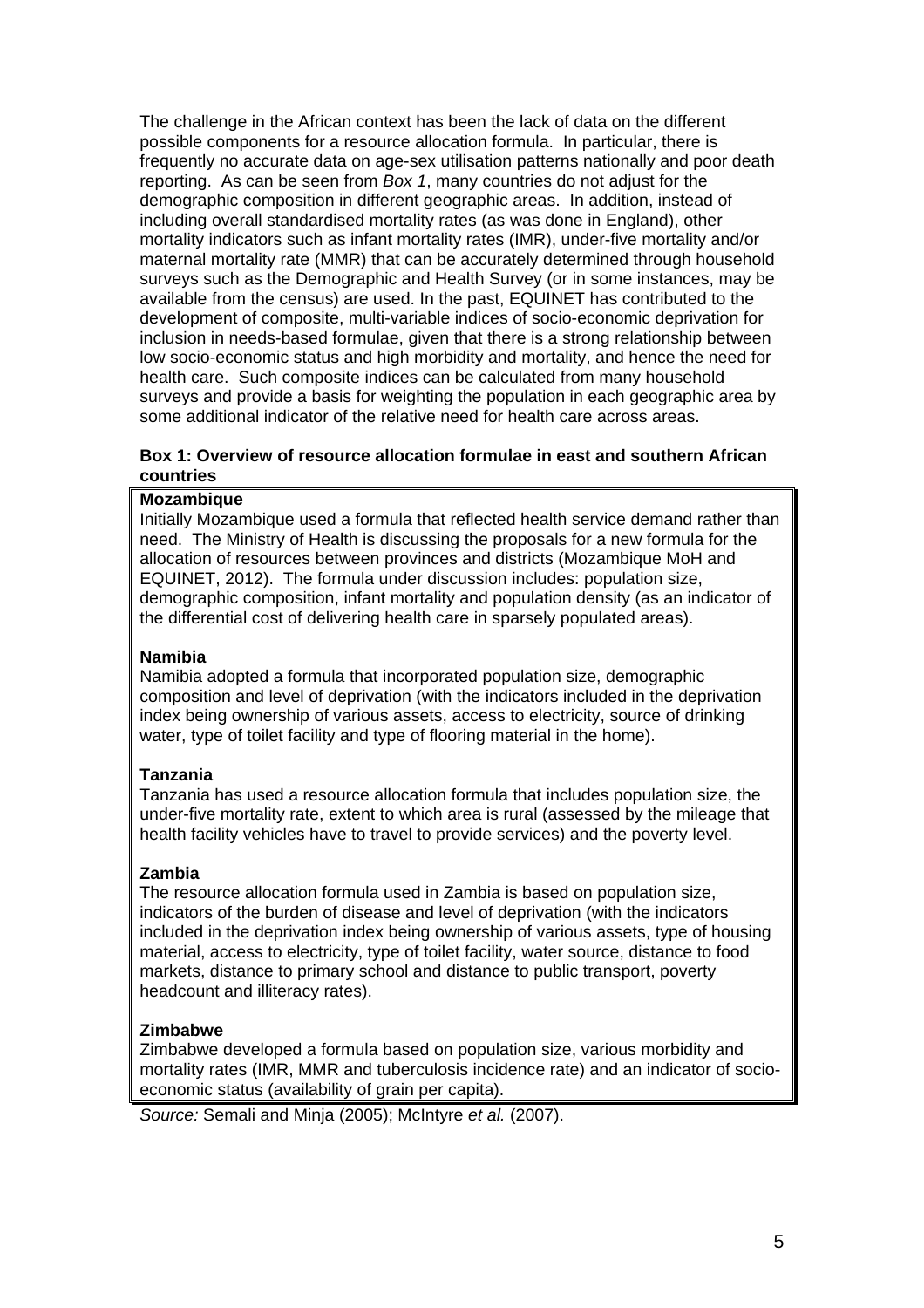The challenge in the African context has been the lack of data on the different possible components for a resource allocation formula. In particular, there is frequently no accurate data on age-sex utilisation patterns nationally and poor death reporting. As can be seen from *Box 1*, many countries do not adjust for the demographic composition in different geographic areas. In addition, instead of including overall standardised mortality rates (as was done in England), other mortality indicators such as infant mortality rates (IMR), under-five mortality and/or maternal mortality rate (MMR) that can be accurately determined through household surveys such as the Demographic and Health Survey (or in some instances, may be available from the census) are used. In the past, EQUINET has contributed to the development of composite, multi-variable indices of socio-economic deprivation for inclusion in needs-based formulae, given that there is a strong relationship between low socio-economic status and high morbidity and mortality, and hence the need for health care. Such composite indices can be calculated from many household surveys and provide a basis for weighting the population in each geographic area by some additional indicator of the relative need for health care across areas.

**Box 1: Overview of resource allocation formulae in east and southern African countries**

**Mozambique**
Initially Mozambique used a formula that reflected health service demand rather than need. The Ministry of Health is discussing the proposals for a new formula for the allocation of resources between provinces and districts (Mozambique MoH and EQUINET, 2012). The formula under discussion includes: population size, demographic composition, infant mortality and population density (as an indicator of the differential cost of delivering health care in sparsely populated areas).

**Namibia**
Namibia adopted a formula that incorporated population size, demographic composition and level of deprivation (with the indicators included in the deprivation index being ownership of various assets, access to electricity, source of drinking water, type of toilet facility and type of flooring material in the home).

**Tanzania**
Tanzania has used a resource allocation formula that includes population size, the under-five mortality rate, extent to which area is rural (assessed by the mileage that health facility vehicles have to travel to provide services) and the poverty level.

**Zambia**
The resource allocation formula used in Zambia is based on population size, indicators of the burden of disease and level of deprivation (with the indicators included in the deprivation index being ownership of various assets, type of housing material, access to electricity, type of toilet facility, water source, distance to food markets, distance to primary school and distance to public transport, poverty headcount and illiteracy rates).

**Zimbabwe**
Zimbabwe developed a formula based on population size, various morbidity and mortality rates (IMR, MMR and tuberculosis incidence rate) and an indicator of socio-economic status (availability of grain per capita).

*Source:* Semali and Minja (2005); McIntyre *et al.* (2007).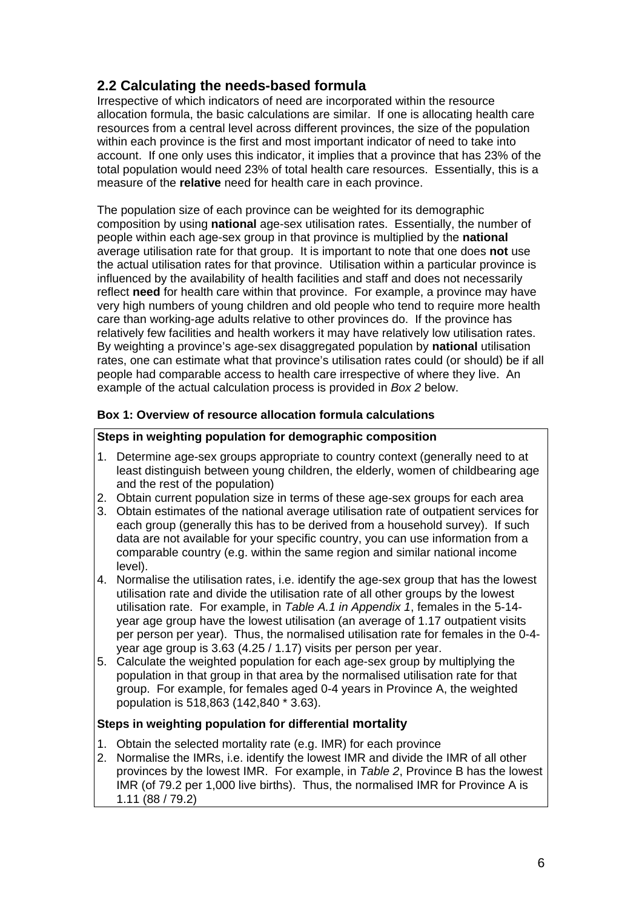## 2.2 Calculating the needs-based formula

Irrespective of which indicators of need are incorporated within the resource allocation formula, the basic calculations are similar. If one is allocating health care resources from a central level across different provinces, the size of the population within each province is the first and most important indicator of need to take into account. If one only uses this indicator, it implies that a province that has 23% of the total population would need 23% of total health care resources. Essentially, this is a measure of the **relative** need for health care in each province.

The population size of each province can be weighted for its demographic composition by using **national** age-sex utilisation rates. Essentially, the number of people within each age-sex group in that province is multiplied by the **national** average utilisation rate for that group. It is important to note that one does **not** use the actual utilisation rates for that province. Utilisation within a particular province is influenced by the availability of health facilities and staff and does not necessarily reflect **need** for health care within that province. For example, a province may have very high numbers of young children and old people who tend to require more health care than working-age adults relative to other provinces do. If the province has relatively few facilities and health workers it may have relatively low utilisation rates. By weighting a province's age-sex disaggregated population by **national** utilisation rates, one can estimate what that province's utilisation rates could (or should) be if all people had comparable access to health care irrespective of where they live. An example of the actual calculation process is provided in *Box 2* below.

**Box 1: Overview of resource allocation formula calculations**

**Steps in weighting population for demographic composition**

1. Determine age-sex groups appropriate to country context (generally need to at least distinguish between young children, the elderly, women of childbearing age and the rest of the population)
2. Obtain current population size in terms of these age-sex groups for each area
3. Obtain estimates of the national average utilisation rate of outpatient services for each group (generally this has to be derived from a household survey). If such data are not available for your specific country, you can use information from a comparable country (e.g. within the same region and similar national income level).
4. Normalise the utilisation rates, i.e. identify the age-sex group that has the lowest utilisation rate and divide the utilisation rate of all other groups by the lowest utilisation rate. For example, in *Table A.1 in Appendix 1*, females in the 5-14-year age group have the lowest utilisation (an average of 1.17 outpatient visits per person per year). Thus, the normalised utilisation rate for females in the 0-4-year age group is 3.63 (4.25 / 1.17) visits per person per year.
5. Calculate the weighted population for each age-sex group by multiplying the population in that group in that area by the normalised utilisation rate for that group. For example, for females aged 0-4 years in Province A, the weighted population is 518,863 (142,840 * 3.63).

**Steps in weighting population for differential mortality**

1. Obtain the selected mortality rate (e.g. IMR) for each province
2. Normalise the IMRs, i.e. identify the lowest IMR and divide the IMR of all other provinces by the lowest IMR. For example, in *Table 2*, Province B has the lowest IMR (of 79.2 per 1,000 live births). Thus, the normalised IMR for Province A is 1.11 (88 / 79.2)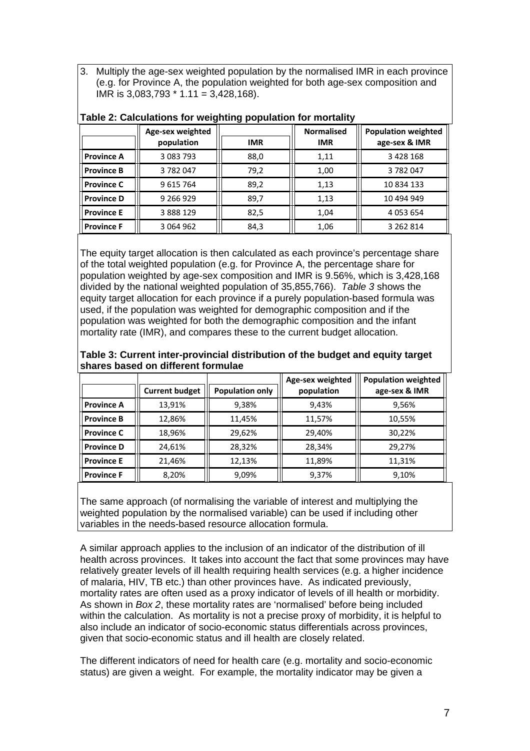3. Multiply the age-sex weighted population by the normalised IMR in each province (e.g. for Province A, the population weighted for both age-sex composition and IMR is 3,083,793 * 1.11 = 3,428,168).

**Table 2: Calculations for weighting population for mortality**

| | Age-sex weighted population | IMR | Normalised IMR | Population weighted age-sex & IMR |
|---|---|---|---|---|
| **Province A** | 3 083 793 | 88,0 | 1,11 | 3 428 168 |
| **Province B** | 3 782 047 | 79,2 | 1,00 | 3 782 047 |
| **Province C** | 9 615 764 | 89,2 | 1,13 | 10 834 133 |
| **Province D** | 9 266 929 | 89,7 | 1,13 | 10 494 949 |
| **Province E** | 3 888 129 | 82,5 | 1,04 | 4 053 654 |
| **Province F** | 3 064 962 | 84,3 | 1,06 | 3 262 814 |

The equity target allocation is then calculated as each province's percentage share of the total weighted population (e.g. for Province A, the percentage share for population weighted by age-sex composition and IMR is 9.56%, which is 3,428,168 divided by the national weighted population of 35,855,766). *Table 3* shows the equity target allocation for each province if a purely population-based formula was used, if the population was weighted for demographic composition and if the population was weighted for both the demographic composition and the infant mortality rate (IMR), and compares these to the current budget allocation.

**Table 3: Current inter-provincial distribution of the budget and equity target shares based on different formulae**

| | Current budget | Population only | Age-sex weighted population | Population weighted age-sex & IMR |
|---|---|---|---|---|
| **Province A** | 13,91% | 9,38% | 9,43% | 9,56% |
| **Province B** | 12,86% | 11,45% | 11,57% | 10,55% |
| **Province C** | 18,96% | 29,62% | 29,40% | 30,22% |
| **Province D** | 24,61% | 28,32% | 28,34% | 29,27% |
| **Province E** | 21,46% | 12,13% | 11,89% | 11,31% |
| **Province F** | 8,20% | 9,09% | 9,37% | 9,10% |

The same approach (of normalising the variable of interest and multiplying the weighted population by the normalised variable) can be used if including other variables in the needs-based resource allocation formula.

A similar approach applies to the inclusion of an indicator of the distribution of ill health across provinces. It takes into account the fact that some provinces may have relatively greater levels of ill health requiring health services (e.g. a higher incidence of malaria, HIV, TB etc.) than other provinces have. As indicated previously, mortality rates are often used as a proxy indicator of levels of ill health or morbidity. As shown in *Box 2*, these mortality rates are 'normalised' before being included within the calculation. As mortality is not a precise proxy of morbidity, it is helpful to also include an indicator of socio-economic status differentials across provinces, given that socio-economic status and ill health are closely related.

The different indicators of need for health care (e.g. mortality and socio-economic status) are given a weight. For example, the mortality indicator may be given a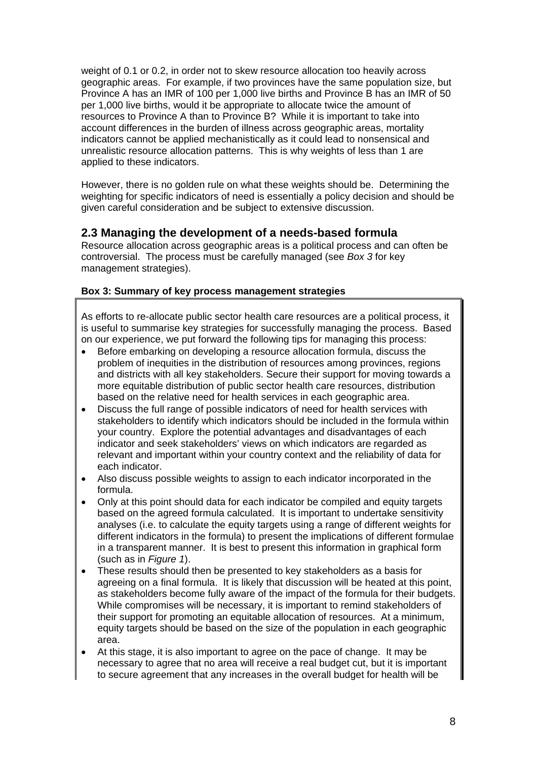weight of 0.1 or 0.2, in order not to skew resource allocation too heavily across geographic areas. For example, if two provinces have the same population size, but Province A has an IMR of 100 per 1,000 live births and Province B has an IMR of 50 per 1,000 live births, would it be appropriate to allocate twice the amount of resources to Province A than to Province B? While it is important to take into account differences in the burden of illness across geographic areas, mortality indicators cannot be applied mechanistically as it could lead to nonsensical and unrealistic resource allocation patterns. This is why weights of less than 1 are applied to these indicators.

However, there is no golden rule on what these weights should be. Determining the weighting for specific indicators of need is essentially a policy decision and should be given careful consideration and be subject to extensive discussion.

## 2.3 Managing the development of a needs-based formula

Resource allocation across geographic areas is a political process and can often be controversial. The process must be carefully managed (see *Box 3* for key management strategies).

**Box 3: Summary of key process management strategies**

As efforts to re-allocate public sector health care resources are a political process, it is useful to summarise key strategies for successfully managing the process. Based on our experience, we put forward the following tips for managing this process:

- Before embarking on developing a resource allocation formula, discuss the problem of inequities in the distribution of resources among provinces, regions and districts with all key stakeholders. Secure their support for moving towards a more equitable distribution of public sector health care resources, distribution based on the relative need for health services in each geographic area.
- Discuss the full range of possible indicators of need for health services with stakeholders to identify which indicators should be included in the formula within your country. Explore the potential advantages and disadvantages of each indicator and seek stakeholders' views on which indicators are regarded as relevant and important within your country context and the reliability of data for each indicator.
- Also discuss possible weights to assign to each indicator incorporated in the formula.
- Only at this point should data for each indicator be compiled and equity targets based on the agreed formula calculated. It is important to undertake sensitivity analyses (i.e. to calculate the equity targets using a range of different weights for different indicators in the formula) to present the implications of different formulae in a transparent manner. It is best to present this information in graphical form (such as in *Figure 1*).
- These results should then be presented to key stakeholders as a basis for agreeing on a final formula. It is likely that discussion will be heated at this point, as stakeholders become fully aware of the impact of the formula for their budgets. While compromises will be necessary, it is important to remind stakeholders of their support for promoting an equitable allocation of resources. At a minimum, equity targets should be based on the size of the population in each geographic area.
- At this stage, it is also important to agree on the pace of change. It may be necessary to agree that no area will receive a real budget cut, but it is important to secure agreement that any increases in the overall budget for health will be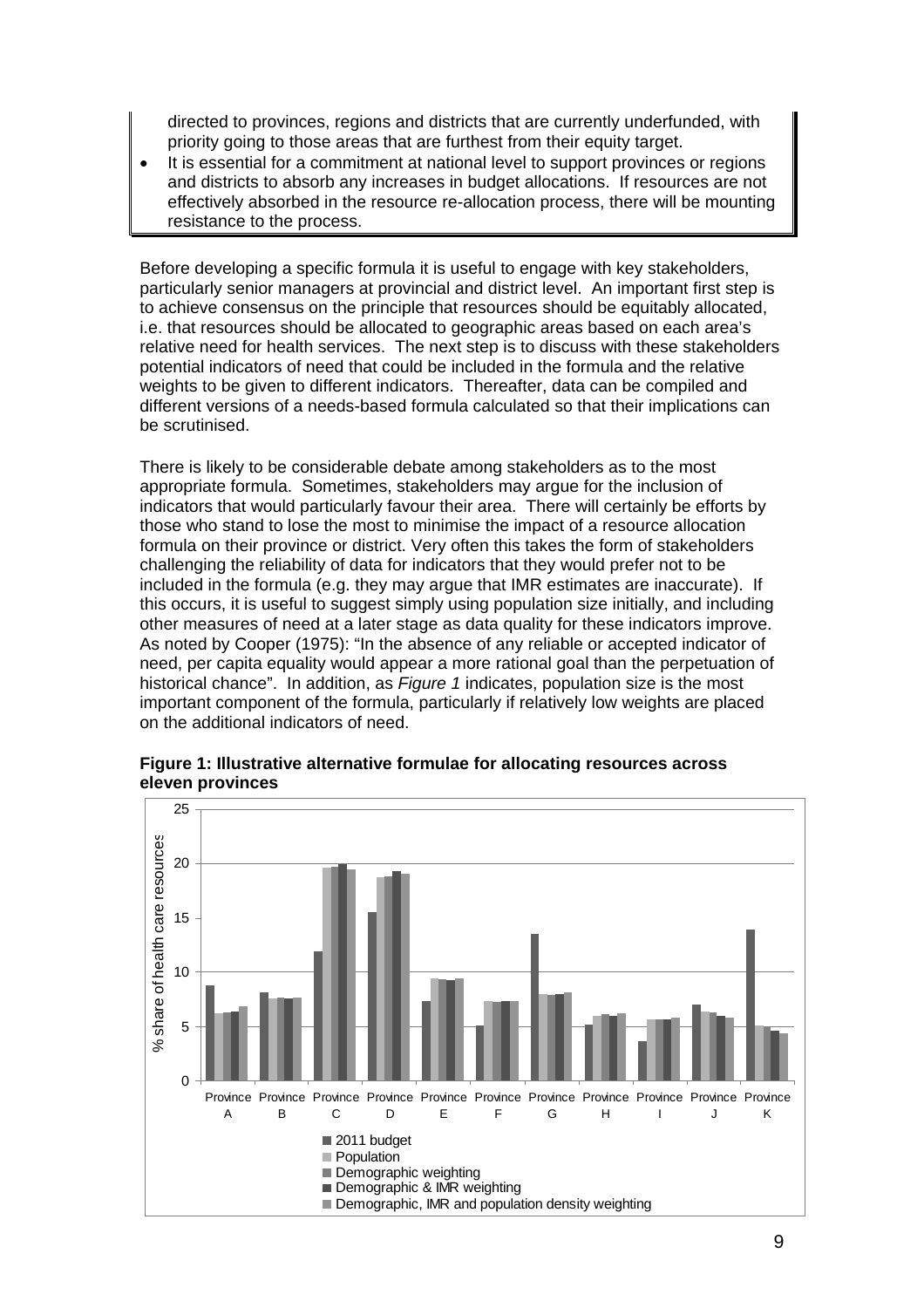directed to provinces, regions and districts that are currently underfunded, with priority going to those areas that are furthest from their equity target.

- It is essential for a commitment at national level to support provinces or regions and districts to absorb any increases in budget allocations. If resources are not effectively absorbed in the resource re-allocation process, there will be mounting resistance to the process.

Before developing a specific formula it is useful to engage with key stakeholders, particularly senior managers at provincial and district level. An important first step is to achieve consensus on the principle that resources should be equitably allocated, i.e. that resources should be allocated to geographic areas based on each area's relative need for health services. The next step is to discuss with these stakeholders potential indicators of need that could be included in the formula and the relative weights to be given to different indicators. Thereafter, data can be compiled and different versions of a needs-based formula calculated so that their implications can be scrutinised.

There is likely to be considerable debate among stakeholders as to the most appropriate formula. Sometimes, stakeholders may argue for the inclusion of indicators that would particularly favour their area. There will certainly be efforts by those who stand to lose the most to minimise the impact of a resource allocation formula on their province or district. Very often this takes the form of stakeholders challenging the reliability of data for indicators that they would prefer not to be included in the formula (e.g. they may argue that IMR estimates are inaccurate). If this occurs, it is useful to suggest simply using population size initially, and including other measures of need at a later stage as data quality for these indicators improve. As noted by Cooper (1975): "In the absence of any reliable or accepted indicator of need, per capita equality would appear a more rational goal than the perpetuation of historical chance". In addition, as *Figure 1* indicates, population size is the most important component of the formula, particularly if relatively low weights are placed on the additional indicators of need.

**Figure 1: Illustrative alternative formulae for allocating resources across eleven provinces**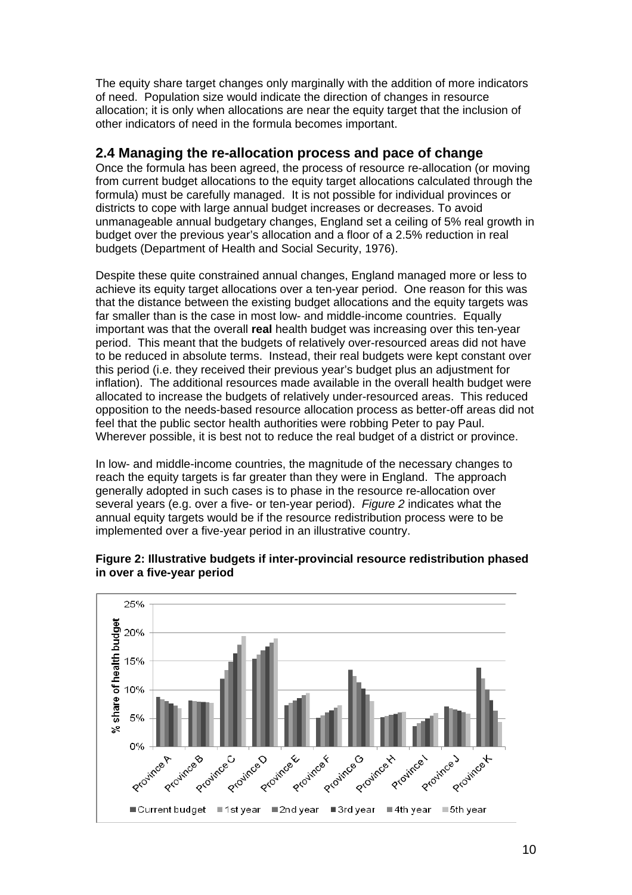The equity share target changes only marginally with the addition of more indicators of need. Population size would indicate the direction of changes in resource allocation; it is only when allocations are near the equity target that the inclusion of other indicators of need in the formula becomes important.

## 2.4 Managing the re-allocation process and pace of change

Once the formula has been agreed, the process of resource re-allocation (or moving from current budget allocations to the equity target allocations calculated through the formula) must be carefully managed. It is not possible for individual provinces or districts to cope with large annual budget increases or decreases. To avoid unmanageable annual budgetary changes, England set a ceiling of 5% real growth in budget over the previous year's allocation and a floor of a 2.5% reduction in real budgets (Department of Health and Social Security, 1976).

Despite these quite constrained annual changes, England managed more or less to achieve its equity target allocations over a ten-year period. One reason for this was that the distance between the existing budget allocations and the equity targets was far smaller than is the case in most low- and middle-income countries. Equally important was that the overall **real** health budget was increasing over this ten-year period. This meant that the budgets of relatively over-resourced areas did not have to be reduced in absolute terms. Instead, their real budgets were kept constant over this period (i.e. they received their previous year's budget plus an adjustment for inflation). The additional resources made available in the overall health budget were allocated to increase the budgets of relatively under-resourced areas. This reduced opposition to the needs-based resource allocation process as better-off areas did not feel that the public sector health authorities were robbing Peter to pay Paul. Wherever possible, it is best not to reduce the real budget of a district or province.

In low- and middle-income countries, the magnitude of the necessary changes to reach the equity targets is far greater than they were in England. The approach generally adopted in such cases is to phase in the resource re-allocation over several years (e.g. over a five- or ten-year period). *Figure 2* indicates what the annual equity targets would be if the resource redistribution process were to be implemented over a five-year period in an illustrative country.

**Figure 2: Illustrative budgets if inter-provincial resource redistribution phased in over a five-year period**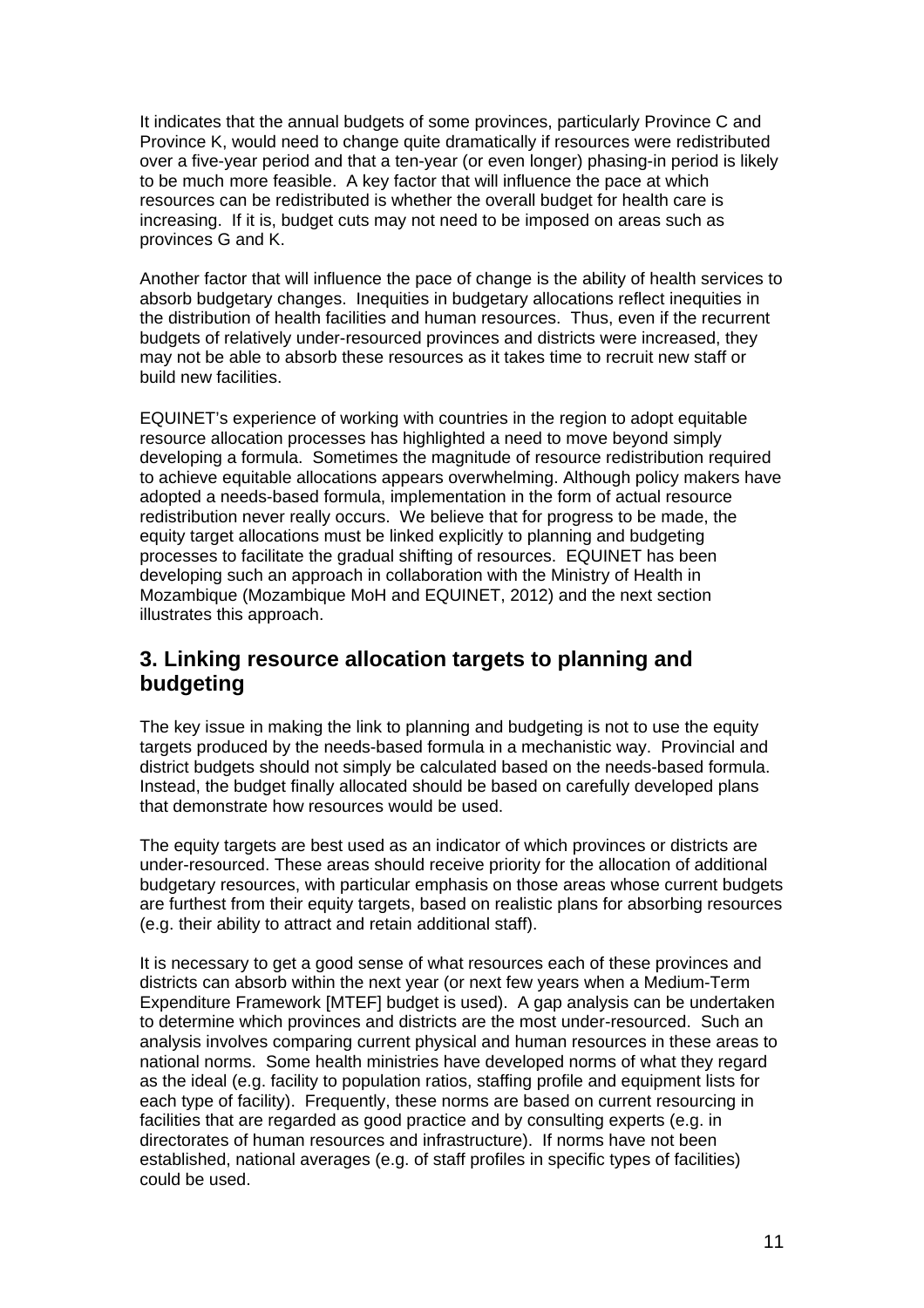It indicates that the annual budgets of some provinces, particularly Province C and Province K, would need to change quite dramatically if resources were redistributed over a five-year period and that a ten-year (or even longer) phasing-in period is likely to be much more feasible. A key factor that will influence the pace at which resources can be redistributed is whether the overall budget for health care is increasing. If it is, budget cuts may not need to be imposed on areas such as provinces G and K.

Another factor that will influence the pace of change is the ability of health services to absorb budgetary changes. Inequities in budgetary allocations reflect inequities in the distribution of health facilities and human resources. Thus, even if the recurrent budgets of relatively under-resourced provinces and districts were increased, they may not be able to absorb these resources as it takes time to recruit new staff or build new facilities.

EQUINET's experience of working with countries in the region to adopt equitable resource allocation processes has highlighted a need to move beyond simply developing a formula. Sometimes the magnitude of resource redistribution required to achieve equitable allocations appears overwhelming. Although policy makers have adopted a needs-based formula, implementation in the form of actual resource redistribution never really occurs. We believe that for progress to be made, the equity target allocations must be linked explicitly to planning and budgeting processes to facilitate the gradual shifting of resources. EQUINET has been developing such an approach in collaboration with the Ministry of Health in Mozambique (Mozambique MoH and EQUINET, 2012) and the next section illustrates this approach.

## 3. Linking resource allocation targets to planning and budgeting

The key issue in making the link to planning and budgeting is not to use the equity targets produced by the needs-based formula in a mechanistic way. Provincial and district budgets should not simply be calculated based on the needs-based formula. Instead, the budget finally allocated should be based on carefully developed plans that demonstrate how resources would be used.

The equity targets are best used as an indicator of which provinces or districts are under-resourced. These areas should receive priority for the allocation of additional budgetary resources, with particular emphasis on those areas whose current budgets are furthest from their equity targets, based on realistic plans for absorbing resources (e.g. their ability to attract and retain additional staff).

It is necessary to get a good sense of what resources each of these provinces and districts can absorb within the next year (or next few years when a Medium-Term Expenditure Framework [MTEF] budget is used). A gap analysis can be undertaken to determine which provinces and districts are the most under-resourced. Such an analysis involves comparing current physical and human resources in these areas to national norms. Some health ministries have developed norms of what they regard as the ideal (e.g. facility to population ratios, staffing profile and equipment lists for each type of facility). Frequently, these norms are based on current resourcing in facilities that are regarded as good practice and by consulting experts (e.g. in directorates of human resources and infrastructure). If norms have not been established, national averages (e.g. of staff profiles in specific types of facilities) could be used.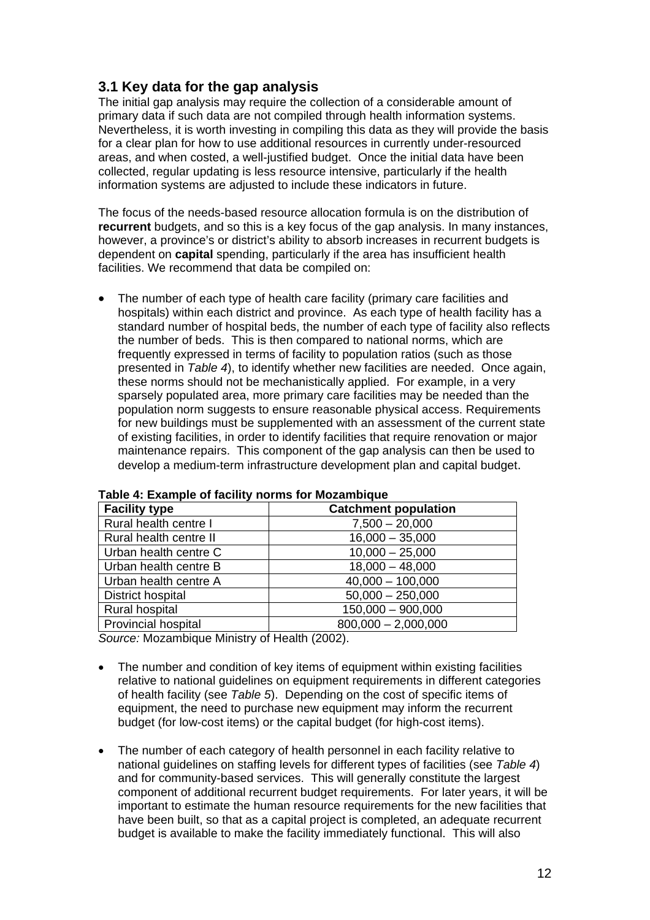## 3.1 Key data for the gap analysis

The initial gap analysis may require the collection of a considerable amount of primary data if such data are not compiled through health information systems. Nevertheless, it is worth investing in compiling this data as they will provide the basis for a clear plan for how to use additional resources in currently under-resourced areas, and when costed, a well-justified budget. Once the initial data have been collected, regular updating is less resource intensive, particularly if the health information systems are adjusted to include these indicators in future.

The focus of the needs-based resource allocation formula is on the distribution of **recurrent** budgets, and so this is a key focus of the gap analysis. In many instances, however, a province's or district's ability to absorb increases in recurrent budgets is dependent on **capital** spending, particularly if the area has insufficient health facilities. We recommend that data be compiled on:

- The number of each type of health care facility (primary care facilities and hospitals) within each district and province. As each type of health facility has a standard number of hospital beds, the number of each type of facility also reflects the number of beds. This is then compared to national norms, which are frequently expressed in terms of facility to population ratios (such as those presented in *Table 4*), to identify whether new facilities are needed. Once again, these norms should not be mechanistically applied. For example, in a very sparsely populated area, more primary care facilities may be needed than the population norm suggests to ensure reasonable physical access. Requirements for new buildings must be supplemented with an assessment of the current state of existing facilities, in order to identify facilities that require renovation or major maintenance repairs. This component of the gap analysis can then be used to develop a medium-term infrastructure development plan and capital budget.

**Table 4: Example of facility norms for Mozambique**

| Facility type | Catchment population |
|---|---|
| Rural health centre I | 7,500 – 20,000 |
| Rural health centre II | 16,000 – 35,000 |
| Urban health centre C | 10,000 – 25,000 |
| Urban health centre B | 18,000 – 48,000 |
| Urban health centre A | 40,000 – 100,000 |
| District hospital | 50,000 – 250,000 |
| Rural hospital | 150,000 – 900,000 |
| Provincial hospital | 800,000 – 2,000,000 |

*Source:* Mozambique Ministry of Health (2002).

- The number and condition of key items of equipment within existing facilities relative to national guidelines on equipment requirements in different categories of health facility (see *Table 5*). Depending on the cost of specific items of equipment, the need to purchase new equipment may inform the recurrent budget (for low-cost items) or the capital budget (for high-cost items).

- The number of each category of health personnel in each facility relative to national guidelines on staffing levels for different types of facilities (see *Table 4*) and for community-based services. This will generally constitute the largest component of additional recurrent budget requirements. For later years, it will be important to estimate the human resource requirements for the new facilities that have been built, so that as a capital project is completed, an adequate recurrent budget is available to make the facility immediately functional. This will also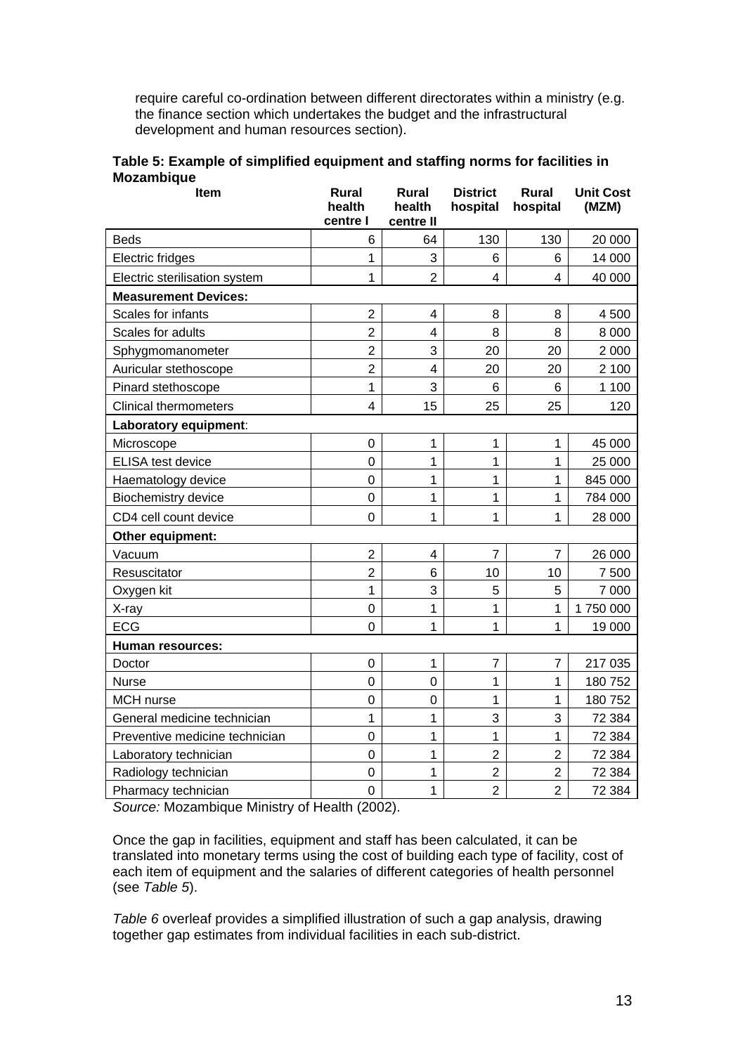require careful co-ordination between different directorates within a ministry (e.g. the finance section which undertakes the budget and the infrastructural development and human resources section).

**Table 5: Example of simplified equipment and staffing norms for facilities in Mozambique**

| Item | Rural health centre I | Rural health centre II | District hospital | Rural hospital | Unit Cost (MZM) |
|---|---|---|---|---|---|
| Beds | 6 | 64 | 130 | 130 | 20 000 |
| Electric fridges | 1 | 3 | 6 | 6 | 14 000 |
| Electric sterilisation system | 1 | 2 | 4 | 4 | 40 000 |
| **Measurement Devices:** | | | | | |
| Scales for infants | 2 | 4 | 8 | 8 | 4 500 |
| Scales for adults | 2 | 4 | 8 | 8 | 8 000 |
| Sphygmomanometer | 2 | 3 | 20 | 20 | 2 000 |
| Auricular stethoscope | 2 | 4 | 20 | 20 | 2 100 |
| Pinard stethoscope | 1 | 3 | 6 | 6 | 1 100 |
| Clinical thermometers | 4 | 15 | 25 | 25 | 120 |
| **Laboratory equipment**: | | | | | |
| Microscope | 0 | 1 | 1 | 1 | 45 000 |
| ELISA test device | 0 | 1 | 1 | 1 | 25 000 |
| Haematology device | 0 | 1 | 1 | 1 | 845 000 |
| Biochemistry device | 0 | 1 | 1 | 1 | 784 000 |
| CD4 cell count device | 0 | 1 | 1 | 1 | 28 000 |
| **Other equipment:** | | | | | |
| Vacuum | 2 | 4 | 7 | 7 | 26 000 |
| Resuscitator | 2 | 6 | 10 | 10 | 7 500 |
| Oxygen kit | 1 | 3 | 5 | 5 | 7 000 |
| X-ray | 0 | 1 | 1 | 1 | 1 750 000 |
| ECG | 0 | 1 | 1 | 1 | 19 000 |
| **Human resources:** | | | | | |
| Doctor | 0 | 1 | 7 | 7 | 217 035 |
| Nurse | 0 | 0 | 1 | 1 | 180 752 |
| MCH nurse | 0 | 0 | 1 | 1 | 180 752 |
| General medicine technician | 1 | 1 | 3 | 3 | 72 384 |
| Preventive medicine technician | 0 | 1 | 1 | 1 | 72 384 |
| Laboratory technician | 0 | 1 | 2 | 2 | 72 384 |
| Radiology technician | 0 | 1 | 2 | 2 | 72 384 |
| Pharmacy technician | 0 | 1 | 2 | 2 | 72 384 |

*Source:* Mozambique Ministry of Health (2002).

Once the gap in facilities, equipment and staff has been calculated, it can be translated into monetary terms using the cost of building each type of facility, cost of each item of equipment and the salaries of different categories of health personnel (see *Table 5*).

*Table 6* overleaf provides a simplified illustration of such a gap analysis, drawing together gap estimates from individual facilities in each sub-district.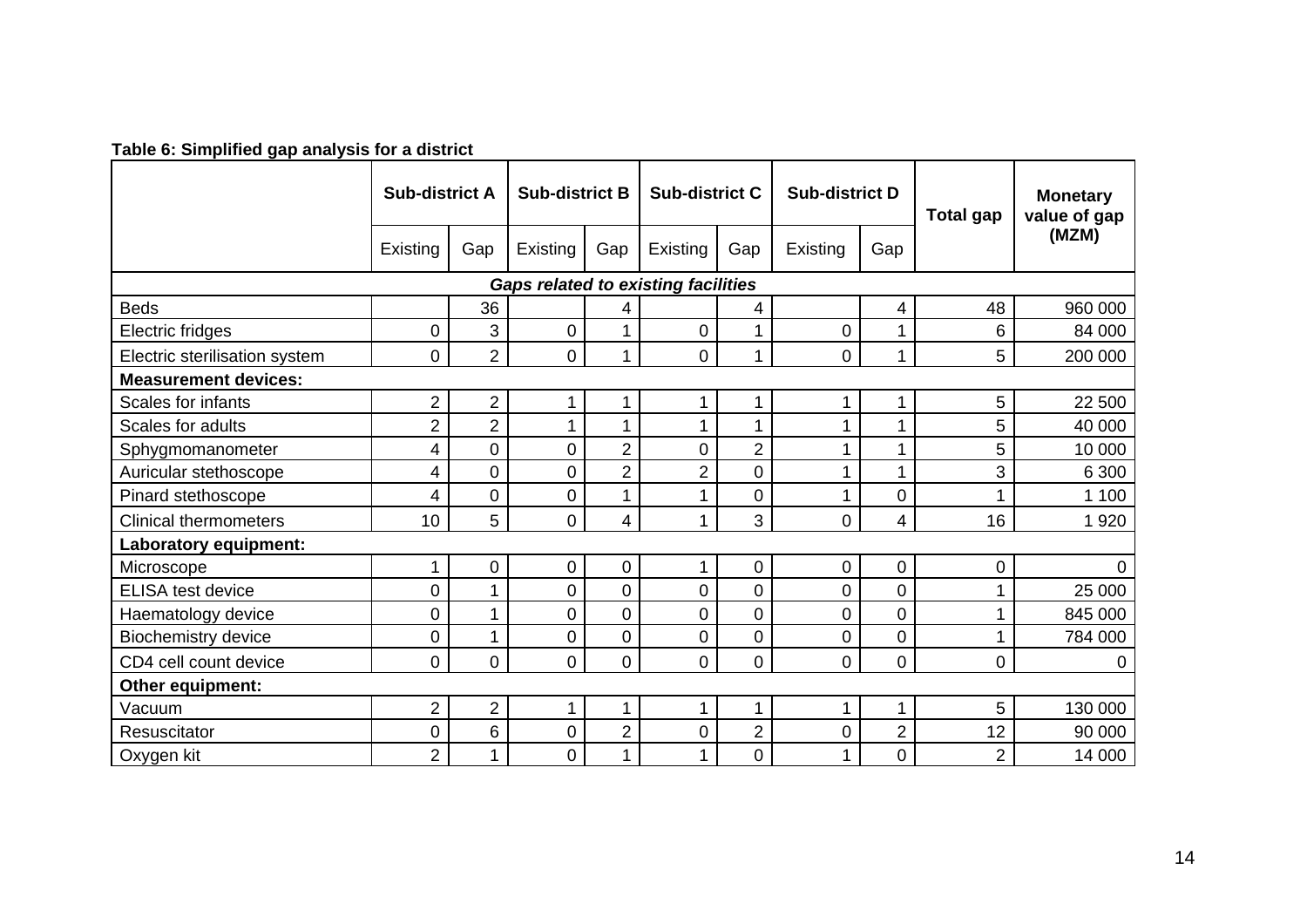**Table 6: Simplified gap analysis for a district**

| | Sub-district A | | Sub-district B | | Sub-district C | | Sub-district D | | Total gap | Monetary value of gap (MZM) |
|---|---|---|---|---|---|---|---|---|---|---|
| | Existing | Gap | Existing | Gap | Existing | Gap | Existing | Gap | | |
| ***Gaps related to existing facilities*** | | | | | | | | | | |
| Beds | | 36 | | 4 | | 4 | | 4 | 48 | 960 000 |
| Electric fridges | 0 | 3 | 0 | 1 | 0 | 1 | 0 | 1 | 6 | 84 000 |
| Electric sterilisation system | 0 | 2 | 0 | 1 | 0 | 1 | 0 | 1 | 5 | 200 000 |
| **Measurement devices:** | | | | | | | | | | |
| Scales for infants | 2 | 2 | 1 | 1 | 1 | 1 | 1 | 1 | 5 | 22 500 |
| Scales for adults | 2 | 2 | 1 | 1 | 1 | 1 | 1 | 1 | 5 | 40 000 |
| Sphygmomanometer | 4 | 0 | 0 | 2 | 0 | 2 | 1 | 1 | 5 | 10 000 |
| Auricular stethoscope | 4 | 0 | 0 | 2 | 2 | 0 | 1 | 1 | 3 | 6 300 |
| Pinard stethoscope | 4 | 0 | 0 | 1 | 1 | 0 | 1 | 0 | 1 | 1 100 |
| Clinical thermometers | 10 | 5 | 0 | 4 | 1 | 3 | 0 | 4 | 16 | 1 920 |
| **Laboratory equipment:** | | | | | | | | | | |
| Microscope | 1 | 0 | 0 | 0 | 1 | 0 | 0 | 0 | 0 | 0 |
| ELISA test device | 0 | 1 | 0 | 0 | 0 | 0 | 0 | 0 | 1 | 25 000 |
| Haematology device | 0 | 1 | 0 | 0 | 0 | 0 | 0 | 0 | 1 | 845 000 |
| Biochemistry device | 0 | 1 | 0 | 0 | 0 | 0 | 0 | 0 | 1 | 784 000 |
| CD4 cell count device | 0 | 0 | 0 | 0 | 0 | 0 | 0 | 0 | 0 | 0 |
| **Other equipment:** | | | | | | | | | | |
| Vacuum | 2 | 2 | 1 | 1 | 1 | 1 | 1 | 1 | 5 | 130 000 |
| Resuscitator | 0 | 6 | 0 | 2 | 0 | 2 | 0 | 2 | 12 | 90 000 |
| Oxygen kit | 2 | 1 | 0 | 1 | 1 | 0 | 1 | 0 | 2 | 14 000 |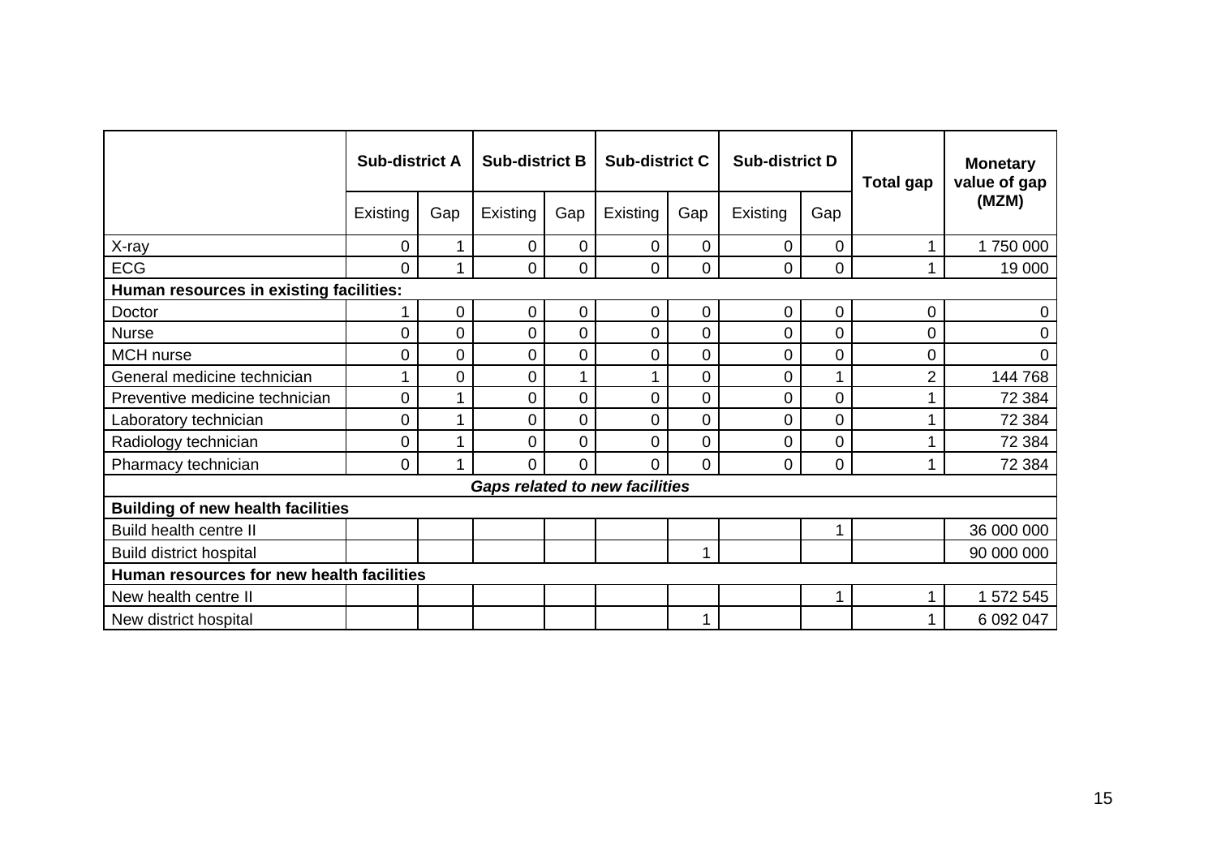| | Sub-district A | | Sub-district B | | Sub-district C | | Sub-district D | | Total gap | Monetary value of gap (MZM) |
|---|---|---|---|---|---|---|---|---|---|---|
| | Existing | Gap | Existing | Gap | Existing | Gap | Existing | Gap | | |
| X-ray | 0 | 1 | 0 | 0 | 0 | 0 | 0 | 0 | 1 | 1 750 000 |
| ECG | 0 | 1 | 0 | 0 | 0 | 0 | 0 | 0 | 1 | 19 000 |
| **Human resources in existing facilities:** | | | | | | | | | | |
| Doctor | 1 | 0 | 0 | 0 | 0 | 0 | 0 | 0 | 0 | 0 |
| Nurse | 0 | 0 | 0 | 0 | 0 | 0 | 0 | 0 | 0 | 0 |
| MCH nurse | 0 | 0 | 0 | 0 | 0 | 0 | 0 | 0 | 0 | 0 |
| General medicine technician | 1 | 0 | 0 | 1 | 1 | 0 | 0 | 1 | 2 | 144 768 |
| Preventive medicine technician | 0 | 1 | 0 | 0 | 0 | 0 | 0 | 0 | 1 | 72 384 |
| Laboratory technician | 0 | 1 | 0 | 0 | 0 | 0 | 0 | 0 | 1 | 72 384 |
| Radiology technician | 0 | 1 | 0 | 0 | 0 | 0 | 0 | 0 | 1 | 72 384 |
| Pharmacy technician | 0 | 1 | 0 | 0 | 0 | 0 | 0 | 0 | 1 | 72 384 |
| ***Gaps related to new facilities*** | | | | | | | | | | |
| **Building of new health facilities** | | | | | | | | | | |
| Build health centre II | | | | | | | | 1 | | 36 000 000 |
| Build district hospital | | | | | | 1 | | | | 90 000 000 |
| **Human resources for new health facilities** | | | | | | | | | | |
| New health centre II | | | | | | | | 1 | 1 | 1 572 545 |
| New district hospital | | | | | | 1 | | | 1 | 6 092 047 |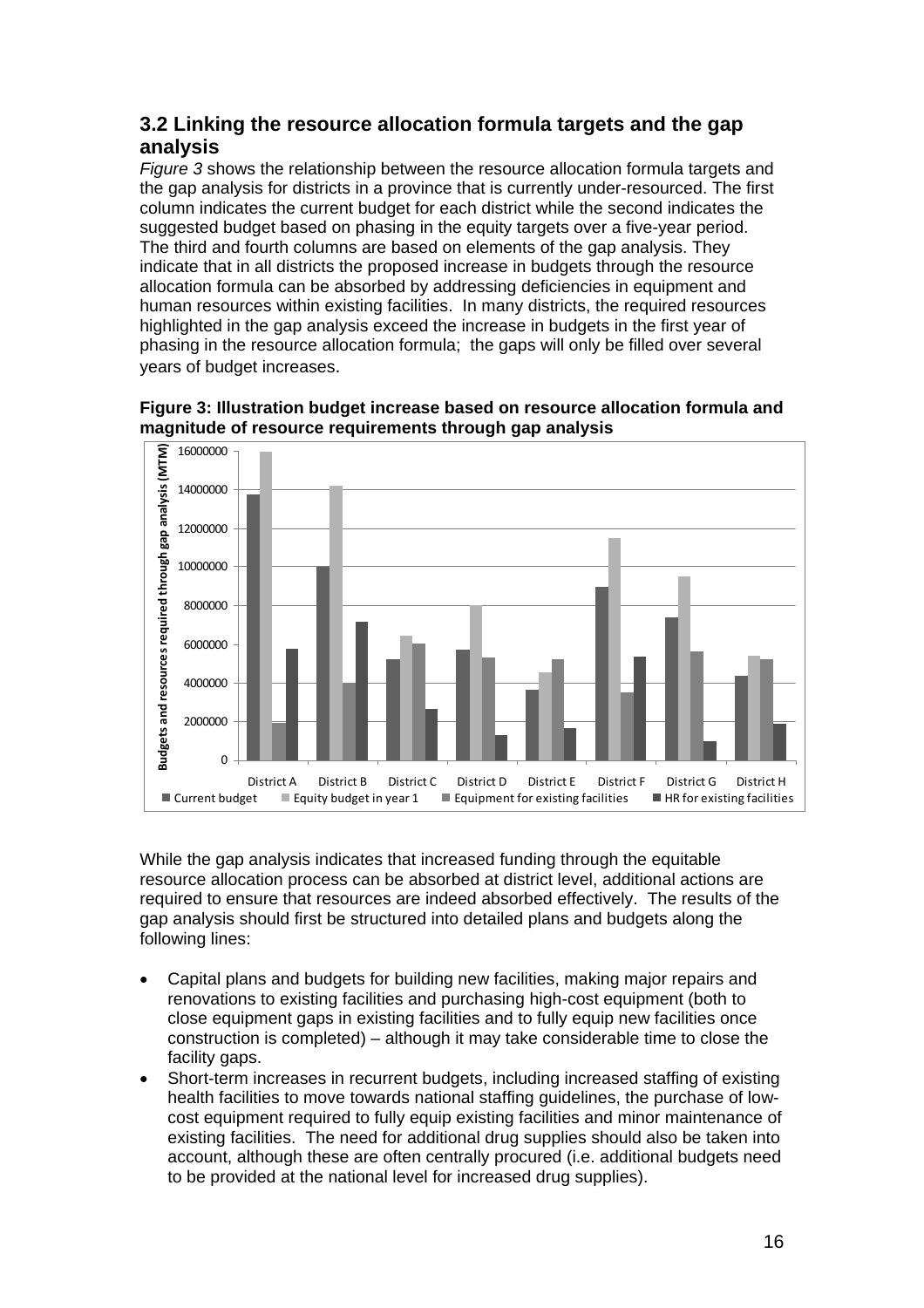## 3.2 Linking the resource allocation formula targets and the gap analysis

*Figure 3* shows the relationship between the resource allocation formula targets and the gap analysis for districts in a province that is currently under-resourced. The first column indicates the current budget for each district while the second indicates the suggested budget based on phasing in the equity targets over a five-year period. The third and fourth columns are based on elements of the gap analysis. They indicate that in all districts the proposed increase in budgets through the resource allocation formula can be absorbed by addressing deficiencies in equipment and human resources within existing facilities. In many districts, the required resources highlighted in the gap analysis exceed the increase in budgets in the first year of phasing in the resource allocation formula; the gaps will only be filled over several years of budget increases.

**Figure 3: Illustration budget increase based on resource allocation formula and magnitude of resource requirements through gap analysis**

While the gap analysis indicates that increased funding through the equitable resource allocation process can be absorbed at district level, additional actions are required to ensure that resources are indeed absorbed effectively. The results of the gap analysis should first be structured into detailed plans and budgets along the following lines:

- Capital plans and budgets for building new facilities, making major repairs and renovations to existing facilities and purchasing high-cost equipment (both to close equipment gaps in existing facilities and to fully equip new facilities once construction is completed) – although it may take considerable time to close the facility gaps.
- Short-term increases in recurrent budgets, including increased staffing of existing health facilities to move towards national staffing guidelines, the purchase of low-cost equipment required to fully equip existing facilities and minor maintenance of existing facilities. The need for additional drug supplies should also be taken into account, although these are often centrally procured (i.e. additional budgets need to be provided at the national level for increased drug supplies).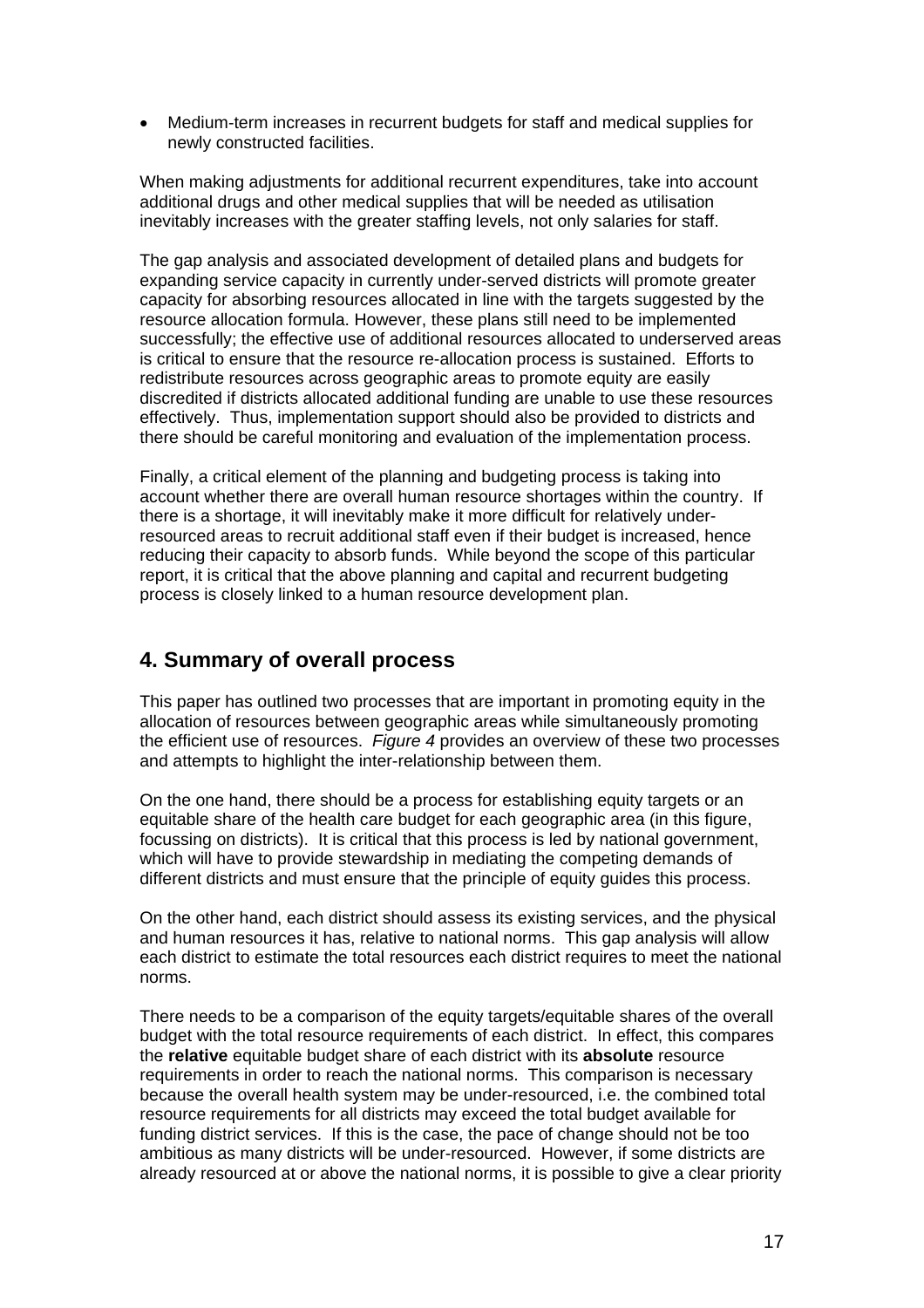- Medium-term increases in recurrent budgets for staff and medical supplies for newly constructed facilities.

When making adjustments for additional recurrent expenditures, take into account additional drugs and other medical supplies that will be needed as utilisation inevitably increases with the greater staffing levels, not only salaries for staff.

The gap analysis and associated development of detailed plans and budgets for expanding service capacity in currently under-served districts will promote greater capacity for absorbing resources allocated in line with the targets suggested by the resource allocation formula. However, these plans still need to be implemented successfully; the effective use of additional resources allocated to underserved areas is critical to ensure that the resource re-allocation process is sustained. Efforts to redistribute resources across geographic areas to promote equity are easily discredited if districts allocated additional funding are unable to use these resources effectively. Thus, implementation support should also be provided to districts and there should be careful monitoring and evaluation of the implementation process.

Finally, a critical element of the planning and budgeting process is taking into account whether there are overall human resource shortages within the country. If there is a shortage, it will inevitably make it more difficult for relatively under-resourced areas to recruit additional staff even if their budget is increased, hence reducing their capacity to absorb funds. While beyond the scope of this particular report, it is critical that the above planning and capital and recurrent budgeting process is closely linked to a human resource development plan.

## 4. Summary of overall process

This paper has outlined two processes that are important in promoting equity in the allocation of resources between geographic areas while simultaneously promoting the efficient use of resources. *Figure 4* provides an overview of these two processes and attempts to highlight the inter-relationship between them.

On the one hand, there should be a process for establishing equity targets or an equitable share of the health care budget for each geographic area (in this figure, focussing on districts). It is critical that this process is led by national government, which will have to provide stewardship in mediating the competing demands of different districts and must ensure that the principle of equity guides this process.

On the other hand, each district should assess its existing services, and the physical and human resources it has, relative to national norms. This gap analysis will allow each district to estimate the total resources each district requires to meet the national norms.

There needs to be a comparison of the equity targets/equitable shares of the overall budget with the total resource requirements of each district. In effect, this compares the **relative** equitable budget share of each district with its **absolute** resource requirements in order to reach the national norms. This comparison is necessary because the overall health system may be under-resourced, i.e. the combined total resource requirements for all districts may exceed the total budget available for funding district services. If this is the case, the pace of change should not be too ambitious as many districts will be under-resourced. However, if some districts are already resourced at or above the national norms, it is possible to give a clear priority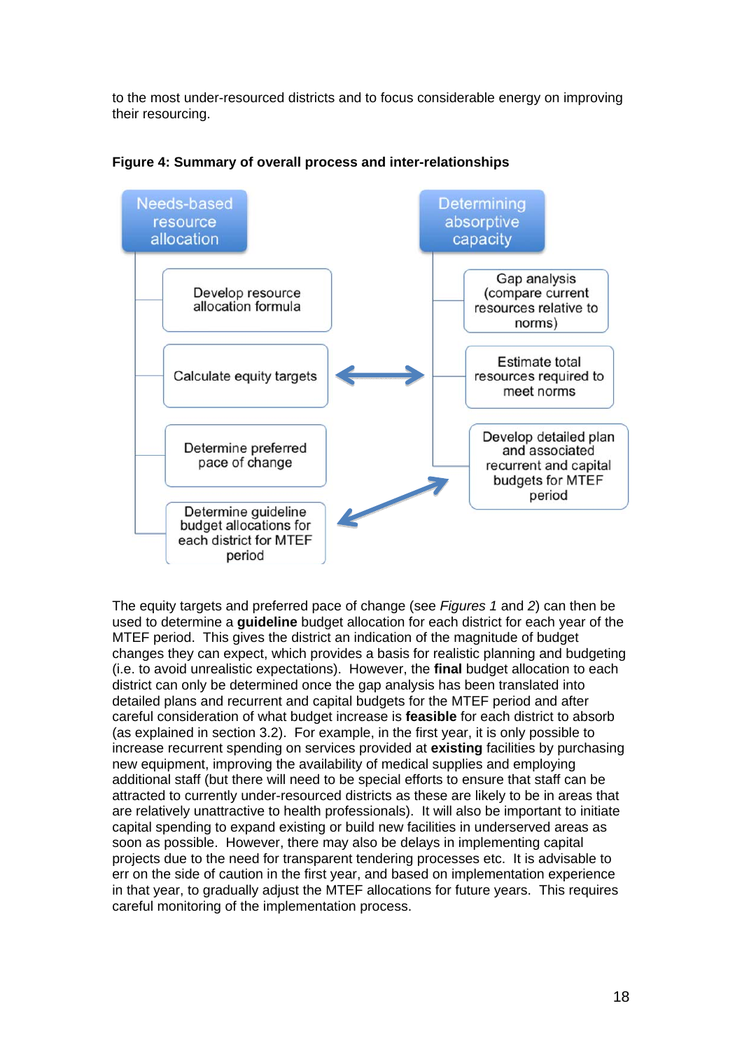to the most under-resourced districts and to focus considerable energy on improving their resourcing.

**Figure 4: Summary of overall process and inter-relationships**

Needs-based resource allocation

- Develop resource allocation formula
- Calculate equity targets
- Determine preferred pace of change
- Determine guideline budget allocations for each district for MTEF period

Determining absorptive capacity

- Gap analysis (compare current resources relative to norms)
- Estimate total resources required to meet norms
- Develop detailed plan and associated recurrent and capital budgets for MTEF period

The equity targets and preferred pace of change (see *Figures 1* and *2*) can then be used to determine a **guideline** budget allocation for each district for each year of the MTEF period. This gives the district an indication of the magnitude of budget changes they can expect, which provides a basis for realistic planning and budgeting (i.e. to avoid unrealistic expectations). However, the **final** budget allocation to each district can only be determined once the gap analysis has been translated into detailed plans and recurrent and capital budgets for the MTEF period and after careful consideration of what budget increase is **feasible** for each district to absorb (as explained in section 3.2). For example, in the first year, it is only possible to increase recurrent spending on services provided at **existing** facilities by purchasing new equipment, improving the availability of medical supplies and employing additional staff (but there will need to be special efforts to ensure that staff can be attracted to currently under-resourced districts as these are likely to be in areas that are relatively unattractive to health professionals). It will also be important to initiate capital spending to expand existing or build new facilities in underserved areas as soon as possible. However, there may also be delays in implementing capital projects due to the need for transparent tendering processes etc. It is advisable to err on the side of caution in the first year, and based on implementation experience in that year, to gradually adjust the MTEF allocations for future years. This requires careful monitoring of the implementation process.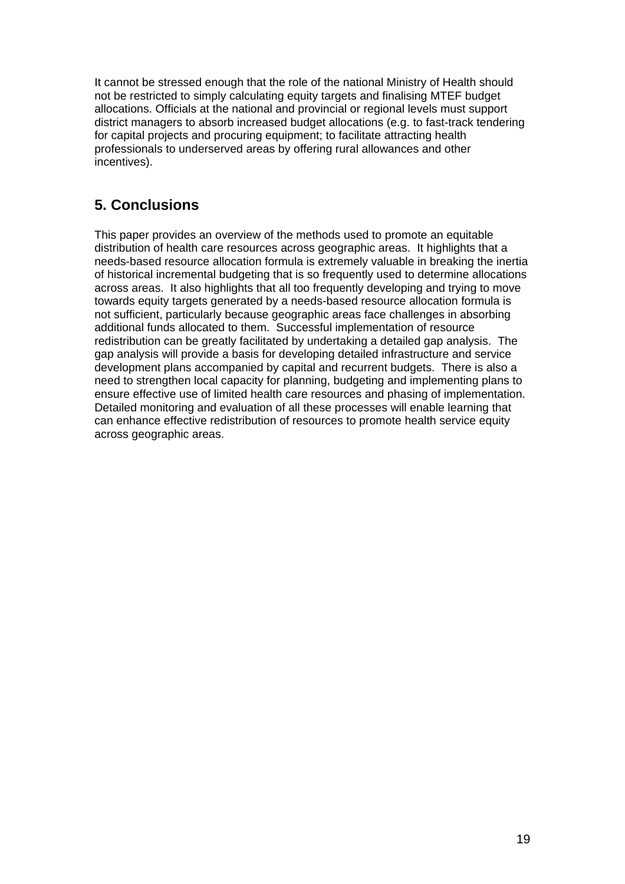It cannot be stressed enough that the role of the national Ministry of Health should not be restricted to simply calculating equity targets and finalising MTEF budget allocations. Officials at the national and provincial or regional levels must support district managers to absorb increased budget allocations (e.g. to fast-track tendering for capital projects and procuring equipment; to facilitate attracting health professionals to underserved areas by offering rural allowances and other incentives).

## 5. Conclusions

This paper provides an overview of the methods used to promote an equitable distribution of health care resources across geographic areas. It highlights that a needs-based resource allocation formula is extremely valuable in breaking the inertia of historical incremental budgeting that is so frequently used to determine allocations across areas. It also highlights that all too frequently developing and trying to move towards equity targets generated by a needs-based resource allocation formula is not sufficient, particularly because geographic areas face challenges in absorbing additional funds allocated to them. Successful implementation of resource redistribution can be greatly facilitated by undertaking a detailed gap analysis. The gap analysis will provide a basis for developing detailed infrastructure and service development plans accompanied by capital and recurrent budgets. There is also a need to strengthen local capacity for planning, budgeting and implementing plans to ensure effective use of limited health care resources and phasing of implementation. Detailed monitoring and evaluation of all these processes will enable learning that can enhance effective redistribution of resources to promote health service equity across geographic areas.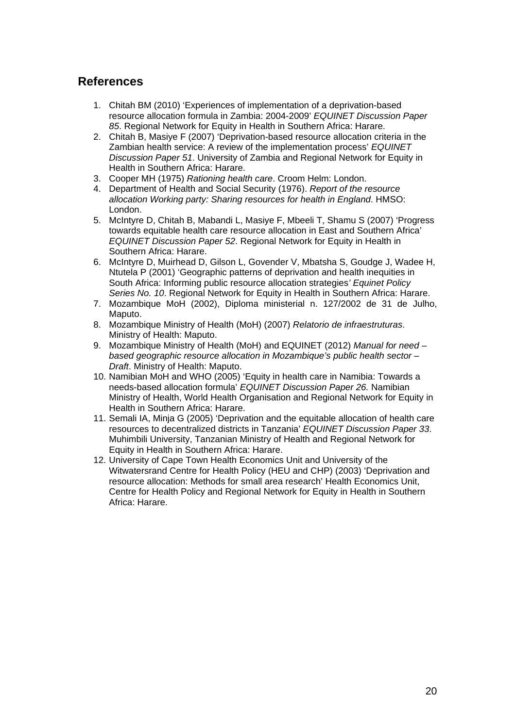## References

1. Chitah BM (2010) 'Experiences of implementation of a deprivation-based resource allocation formula in Zambia: 2004-2009' *EQUINET Discussion Paper 85*. Regional Network for Equity in Health in Southern Africa: Harare.
2. Chitah B, Masiye F (2007) 'Deprivation-based resource allocation criteria in the Zambian health service: A review of the implementation process' *EQUINET Discussion Paper 51*. University of Zambia and Regional Network for Equity in Health in Southern Africa: Harare.
3. Cooper MH (1975) *Rationing health care*. Croom Helm: London.
4. Department of Health and Social Security (1976). *Report of the resource allocation Working party: Sharing resources for health in England*. HMSO: London.
5. McIntyre D, Chitah B, Mabandi L, Masiye F, Mbeeli T, Shamu S (2007) 'Progress towards equitable health care resource allocation in East and Southern Africa' *EQUINET Discussion Paper 52*. Regional Network for Equity in Health in Southern Africa: Harare.
6. McIntyre D, Muirhead D, Gilson L, Govender V, Mbatsha S, Goudge J, Wadee H, Ntutela P (2001) 'Geographic patterns of deprivation and health inequities in South Africa: Informing public resource allocation strategies*' Equinet Policy Series No. 10*. Regional Network for Equity in Health in Southern Africa: Harare.
7. Mozambique MoH (2002), Diploma ministerial n. 127/2002 de 31 de Julho, Maputo.
8. Mozambique Ministry of Health (MoH) (2007) *Relatorio de infraestruturas*. Ministry of Health: Maputo.
9. Mozambique Ministry of Health (MoH) and EQUINET (2012) *Manual for need – based geographic resource allocation in Mozambique's public health sector – Draft*. Ministry of Health: Maputo.
10. Namibian MoH and WHO (2005) 'Equity in health care in Namibia: Towards a needs-based allocation formula' *EQUINET Discussion Paper 26.* Namibian Ministry of Health, World Health Organisation and Regional Network for Equity in Health in Southern Africa: Harare.
11. Semali IA, Minja G (2005) 'Deprivation and the equitable allocation of health care resources to decentralized districts in Tanzania' *EQUINET Discussion Paper 33*. Muhimbili University, Tanzanian Ministry of Health and Regional Network for Equity in Health in Southern Africa: Harare.
12. University of Cape Town Health Economics Unit and University of the Witwatersrand Centre for Health Policy (HEU and CHP) (2003) 'Deprivation and resource allocation: Methods for small area research' Health Economics Unit, Centre for Health Policy and Regional Network for Equity in Health in Southern Africa: Harare.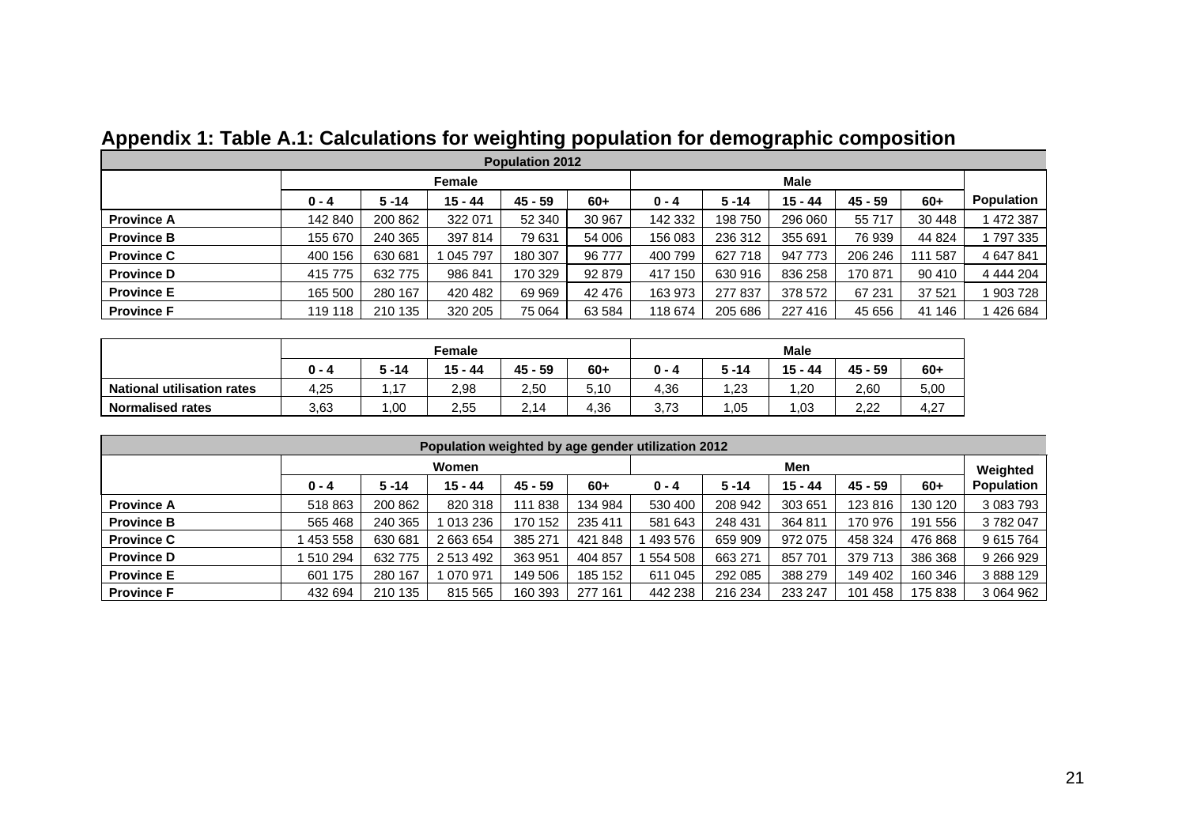## Appendix 1: Table A.1: Calculations for weighting population for demographic composition

| Population 2012 | | | | | | | | | | | |
|---|---|---|---|---|---|---|---|---|---|---|---|
| | Female | | | | | Male | | | | | |
| | 0 - 4 | 5 -14 | 15 - 44 | 45 - 59 | 60+ | 0 - 4 | 5 -14 | 15 - 44 | 45 - 59 | 60+ | Population |
| **Province A** | 142 840 | 200 862 | 322 071 | 52 340 | 30 967 | 142 332 | 198 750 | 296 060 | 55 717 | 30 448 | 1 472 387 |
| **Province B** | 155 670 | 240 365 | 397 814 | 79 631 | 54 006 | 156 083 | 236 312 | 355 691 | 76 939 | 44 824 | 1 797 335 |
| **Province C** | 400 156 | 630 681 | 1 045 797 | 180 307 | 96 777 | 400 799 | 627 718 | 947 773 | 206 246 | 111 587 | 4 647 841 |
| **Province D** | 415 775 | 632 775 | 986 841 | 170 329 | 92 879 | 417 150 | 630 916 | 836 258 | 170 871 | 90 410 | 4 444 204 |
| **Province E** | 165 500 | 280 167 | 420 482 | 69 969 | 42 476 | 163 973 | 277 837 | 378 572 | 67 231 | 37 521 | 1 903 728 |
| **Province F** | 119 118 | 210 135 | 320 205 | 75 064 | 63 584 | 118 674 | 205 686 | 227 416 | 45 656 | 41 146 | 1 426 684 |

| | Female | | | | | Male | | | | |
|---|---|---|---|---|---|---|---|---|---|---|
| | 0 - 4 | 5 -14 | 15 - 44 | 45 - 59 | 60+ | 0 - 4 | 5 -14 | 15 - 44 | 45 - 59 | 60+ |
| **National utilisation rates** | 4,25 | 1,17 | 2,98 | 2,50 | 5,10 | 4,36 | 1,23 | 1,20 | 2,60 | 5,00 |
| **Normalised rates** | 3,63 | 1,00 | 2,55 | 2,14 | 4,36 | 3,73 | 1,05 | 1,03 | 2,22 | 4,27 |

| Population weighted by age gender utilization 2012 | | | | | | | | | | | |
|---|---|---|---|---|---|---|---|---|---|---|---|
| | Women | | | | | Men | | | | | Weighted |
| | 0 - 4 | 5 -14 | 15 - 44 | 45 - 59 | 60+ | 0 - 4 | 5 -14 | 15 - 44 | 45 - 59 | 60+ | Population |
| **Province A** | 518 863 | 200 862 | 820 318 | 111 838 | 134 984 | 530 400 | 208 942 | 303 651 | 123 816 | 130 120 | 3 083 793 |
| **Province B** | 565 468 | 240 365 | 1 013 236 | 170 152 | 235 411 | 581 643 | 248 431 | 364 811 | 170 976 | 191 556 | 3 782 047 |
| **Province C** | 1 453 558 | 630 681 | 2 663 654 | 385 271 | 421 848 | 1 493 576 | 659 909 | 972 075 | 458 324 | 476 868 | 9 615 764 |
| **Province D** | 1 510 294 | 632 775 | 2 513 492 | 363 951 | 404 857 | 1 554 508 | 663 271 | 857 701 | 379 713 | 386 368 | 9 266 929 |
| **Province E** | 601 175 | 280 167 | 1 070 971 | 149 506 | 185 152 | 611 045 | 292 085 | 388 279 | 149 402 | 160 346 | 3 888 129 |
| **Province F** | 432 694 | 210 135 | 815 565 | 160 393 | 277 161 | 442 238 | 216 234 | 233 247 | 101 458 | 175 838 | 3 064 962 |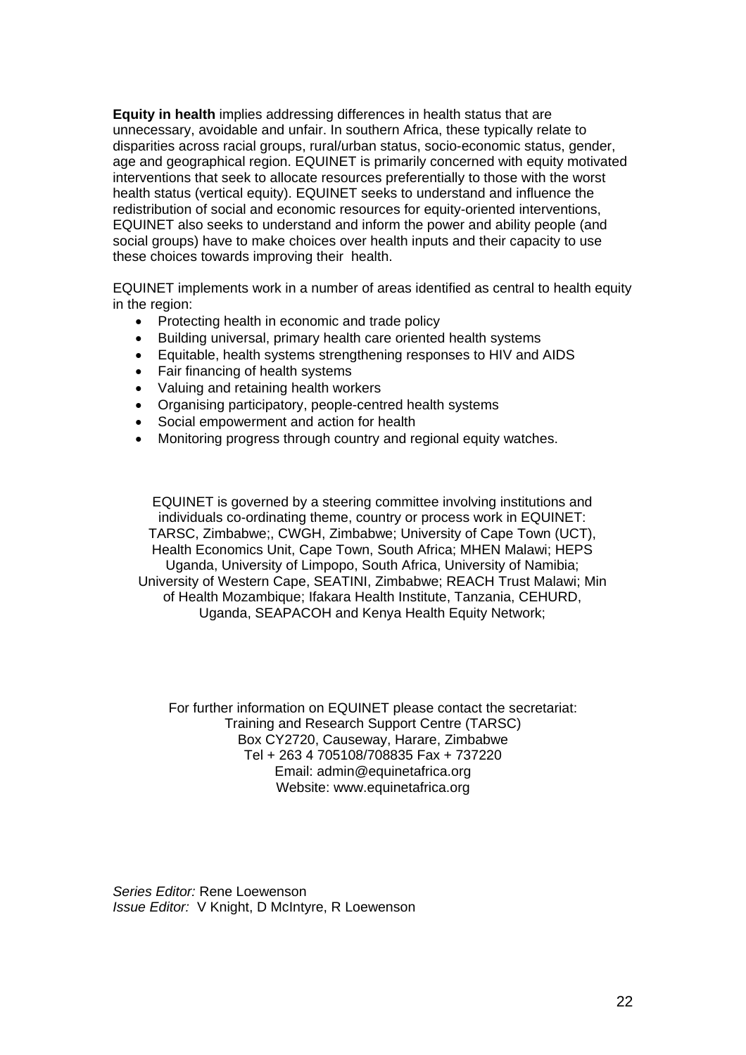**Equity in health** implies addressing differences in health status that are unnecessary, avoidable and unfair. In southern Africa, these typically relate to disparities across racial groups, rural/urban status, socio-economic status, gender, age and geographical region. EQUINET is primarily concerned with equity motivated interventions that seek to allocate resources preferentially to those with the worst health status (vertical equity). EQUINET seeks to understand and influence the redistribution of social and economic resources for equity-oriented interventions, EQUINET also seeks to understand and inform the power and ability people (and social groups) have to make choices over health inputs and their capacity to use these choices towards improving their health.

EQUINET implements work in a number of areas identified as central to health equity in the region:

- Protecting health in economic and trade policy
- Building universal, primary health care oriented health systems
- Equitable, health systems strengthening responses to HIV and AIDS
- Fair financing of health systems
- Valuing and retaining health workers
- Organising participatory, people-centred health systems
- Social empowerment and action for health
- Monitoring progress through country and regional equity watches.

EQUINET is governed by a steering committee involving institutions and individuals co-ordinating theme, country or process work in EQUINET: TARSC, Zimbabwe;, CWGH, Zimbabwe; University of Cape Town (UCT), Health Economics Unit, Cape Town, South Africa; MHEN Malawi; HEPS Uganda, University of Limpopo, South Africa, University of Namibia; University of Western Cape, SEATINI, Zimbabwe; REACH Trust Malawi; Min of Health Mozambique; Ifakara Health Institute, Tanzania, CEHURD, Uganda, SEAPACOH and Kenya Health Equity Network;

For further information on EQUINET please contact the secretariat:
Training and Research Support Centre (TARSC)
Box CY2720, Causeway, Harare, Zimbabwe
Tel + 263 4 705108/708835 Fax + 737220
Email: admin@equinetafrica.org
Website: www.equinetafrica.org

*Series Editor:* Rene Loewenson
*Issue Editor:* V Knight, D McIntyre, R Loewenson